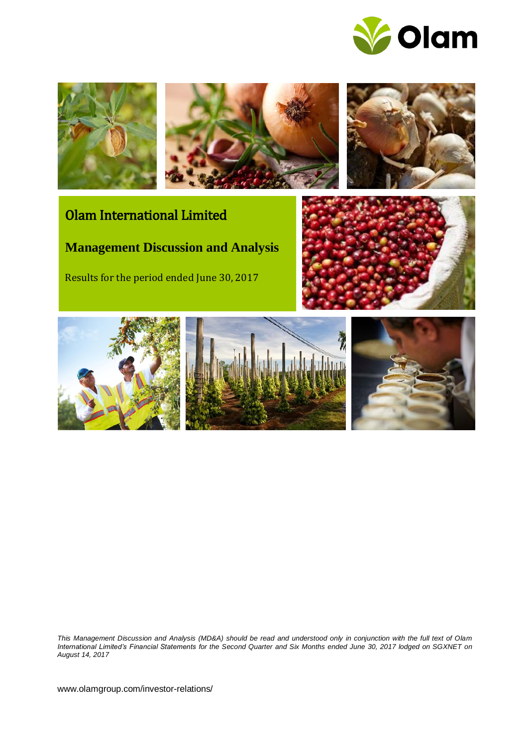Olam

# Olam International Limited

## Management Discussion and Analysis

Results for the period ended June 30, 2017

*This Management Discussion and Analysis (MD&A) should be read and understood only in conjunction with the full text of Olam International Limited's Financial Statements for the Second Quarter and Six Months ended June 30, 2017 lodged on SGXNET on August 14, 2017*

www.olamgroup.com/investor-relations/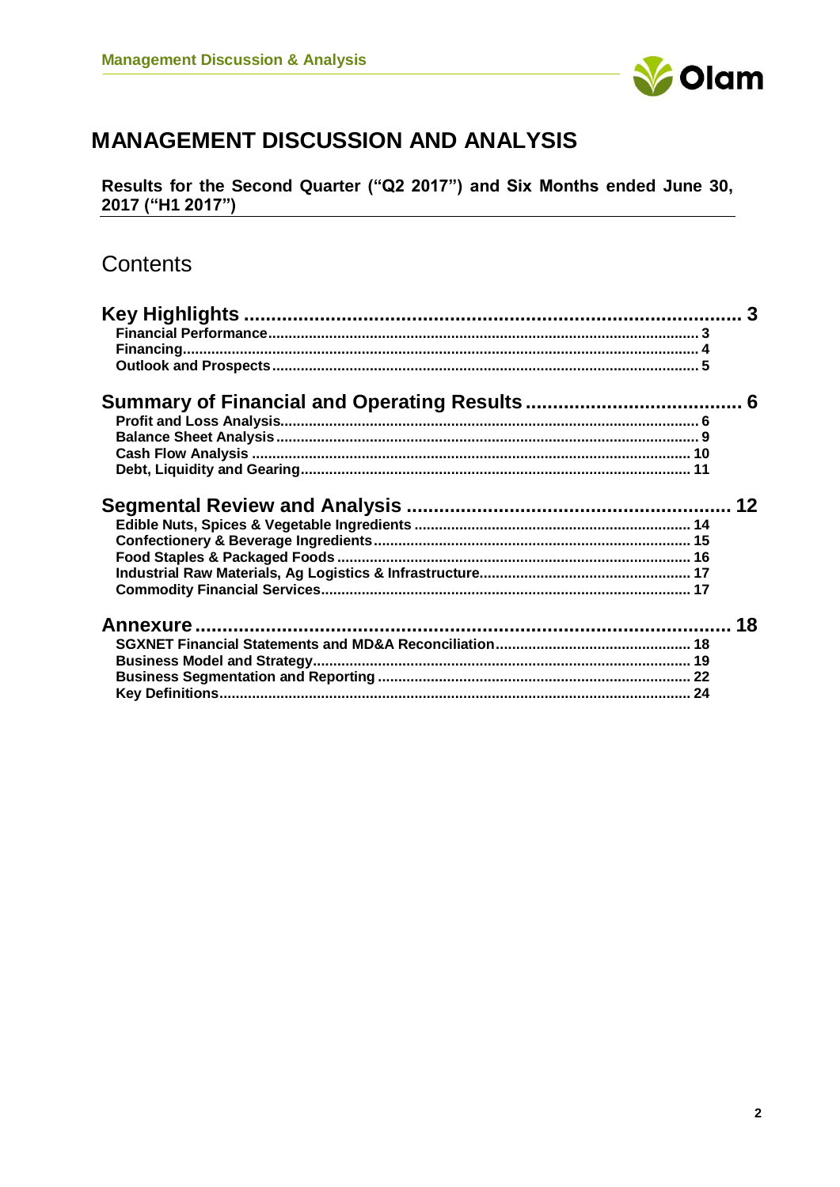# MANAGEMENT DISCUSSION AND ANALYSIS

**Results for the Second Quarter ("Q2 2017") and Six Months ended June 30, 2017 ("H1 2017")**

## Contents

**Key Highlights ........................................................................................ 3**
- **Financial Performance............................................................................ 3**
- **Financing............................................................................................. 4**
- **Outlook and Prospects.............................................................................. 5**

**Summary of Financial and Operating Results ....................................... 6**
- **Profit and Loss Analysis.......................................................................... 6**
- **Balance Sheet Analysis........................................................................... 9**
- **Cash Flow Analysis ............................................................................... 10**
- **Debt, Liquidity and Gearing..................................................................... 11**

**Segmental Review and Analysis ......................................................... 12**
- **Edible Nuts, Spices & Vegetable Ingredients ............................................ 14**
- **Confectionery & Beverage Ingredients...................................................... 15**
- **Food Staples & Packaged Foods ............................................................. 16**
- **Industrial Raw Materials, Ag Logistics & Infrastructure............................... 17**
- **Commodity Financial Services................................................................ 17**

**Annexure ............................................................................................. 18**
- **SGXNET Financial Statements and MD&A Reconciliation............................ 18**
- **Business Model and Strategy.................................................................. 19**
- **Business Segmentation and Reporting ..................................................... 22**
- **Key Definitions...................................................................................... 24**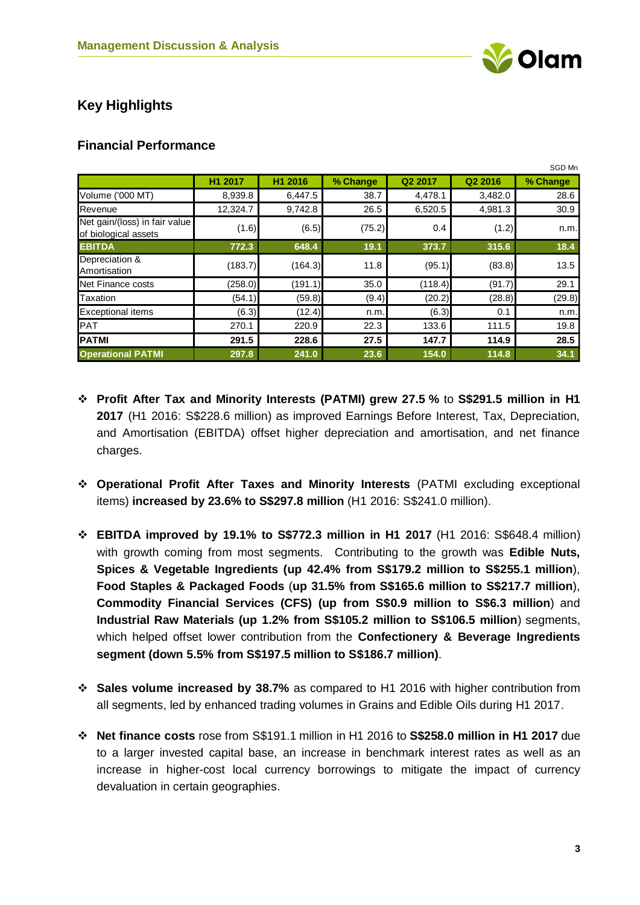## Key Highlights

### Financial Performance

SGD Mn

| | H1 2017 | H1 2016 | % Change | Q2 2017 | Q2 2016 | % Change |
|---|---|---|---|---|---|---|
| Volume ('000 MT) | 8,939.8 | 6,447.5 | 38.7 | 4,478.1 | 3,482.0 | 28.6 |
| Revenue | 12,324.7 | 9,742.8 | 26.5 | 6,520.5 | 4,981.3 | 30.9 |
| Net gain/(loss) in fair value of biological assets | (1.6) | (6.5) | (75.2) | 0.4 | (1.2) | n.m. |
| **EBITDA** | **772.3** | **648.4** | **19.1** | **373.7** | **315.6** | **18.4** |
| Depreciation & Amortisation | (183.7) | (164.3) | 11.8 | (95.1) | (83.8) | 13.5 |
| Net Finance costs | (258.0) | (191.1) | 35.0 | (118.4) | (91.7) | 29.1 |
| Taxation | (54.1) | (59.8) | (9.4) | (20.2) | (28.8) | (29.8) |
| Exceptional items | (6.3) | (12.4) | n.m. | (6.3) | 0.1 | n.m. |
| PAT | 270.1 | 220.9 | 22.3 | 133.6 | 111.5 | 19.8 |
| **PATMI** | **291.5** | **228.6** | **27.5** | **147.7** | **114.9** | **28.5** |
| **Operational PATMI** | **297.8** | **241.0** | **23.6** | **154.0** | **114.8** | **34.1** |

- **Profit After Tax and Minority Interests (PATMI) grew 27.5 %** to **S$291.5 million in H1 2017** (H1 2016: S$228.6 million) as improved Earnings Before Interest, Tax, Depreciation, and Amortisation (EBITDA) offset higher depreciation and amortisation, and net finance charges.

- **Operational Profit After Taxes and Minority Interests** (PATMI excluding exceptional items) **increased by 23.6% to S$297.8 million** (H1 2016: S$241.0 million).

- **EBITDA improved by 19.1% to S$772.3 million in H1 2017** (H1 2016: S$648.4 million) with growth coming from most segments. Contributing to the growth was **Edible Nuts, Spices & Vegetable Ingredients (up 42.4% from S$179.2 million to S$255.1 million**), **Food Staples & Packaged Foods** (**up 31.5% from S$165.6 million to S$217.7 million**), **Commodity Financial Services (CFS) (up from S$0.9 million to S$6.3 million**) and **Industrial Raw Materials (up 1.2% from S$105.2 million to S$106.5 million**) segments, which helped offset lower contribution from the **Confectionery & Beverage Ingredients segment (down 5.5% from S$197.5 million to S$186.7 million)**.

- **Sales volume increased by 38.7%** as compared to H1 2016 with higher contribution from all segments, led by enhanced trading volumes in Grains and Edible Oils during H1 2017.

- **Net finance costs** rose from S$191.1 million in H1 2016 to **S$258.0 million in H1 2017** due to a larger invested capital base, an increase in benchmark interest rates as well as an increase in higher-cost local currency borrowings to mitigate the impact of currency devaluation in certain geographies.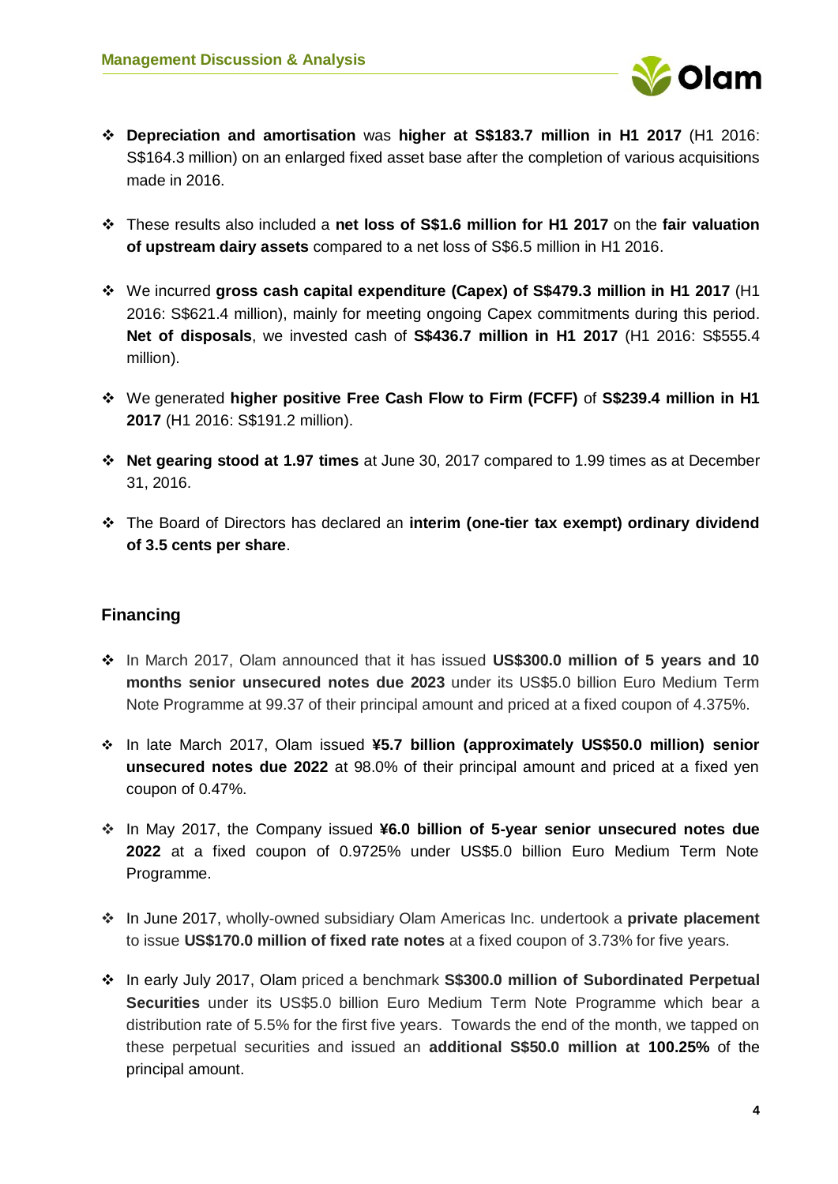- **Depreciation and amortisation** was **higher at S$183.7 million in H1 2017** (H1 2016: S$164.3 million) on an enlarged fixed asset base after the completion of various acquisitions made in 2016.

- These results also included a **net loss of S$1.6 million for H1 2017** on the **fair valuation of upstream dairy assets** compared to a net loss of S$6.5 million in H1 2016.

- We incurred **gross cash capital expenditure (Capex) of S$479.3 million in H1 2017** (H1 2016: S$621.4 million), mainly for meeting ongoing Capex commitments during this period. **Net of disposals**, we invested cash of **S$436.7 million in H1 2017** (H1 2016: S$555.4 million).

- We generated **higher positive Free Cash Flow to Firm (FCFF)** of **S$239.4 million in H1 2017** (H1 2016: S$191.2 million).

- **Net gearing stood at 1.97 times** at June 30, 2017 compared to 1.99 times as at December 31, 2016.

- The Board of Directors has declared an **interim (one-tier tax exempt) ordinary dividend of 3.5 cents per share**.

## Financing

- In March 2017, Olam announced that it has issued **US$300.0 million of 5 years and 10 months senior unsecured notes due 2023** under its US$5.0 billion Euro Medium Term Note Programme at 99.37 of their principal amount and priced at a fixed coupon of 4.375%.

- In late March 2017, Olam issued **¥5.7 billion (approximately US$50.0 million) senior unsecured notes due 2022** at 98.0% of their principal amount and priced at a fixed yen coupon of 0.47%.

- In May 2017, the Company issued **¥6.0 billion of 5-year senior unsecured notes due 2022** at a fixed coupon of 0.9725% under US$5.0 billion Euro Medium Term Note Programme.

- In June 2017, wholly-owned subsidiary Olam Americas Inc. undertook a **private placement** to issue **US$170.0 million of fixed rate notes** at a fixed coupon of 3.73% for five years.

- In early July 2017, Olam priced a benchmark **S$300.0 million of Subordinated Perpetual Securities** under its US$5.0 billion Euro Medium Term Note Programme which bear a distribution rate of 5.5% for the first five years. Towards the end of the month, we tapped on these perpetual securities and issued an **additional S$50.0 million at 100.25%** of the principal amount.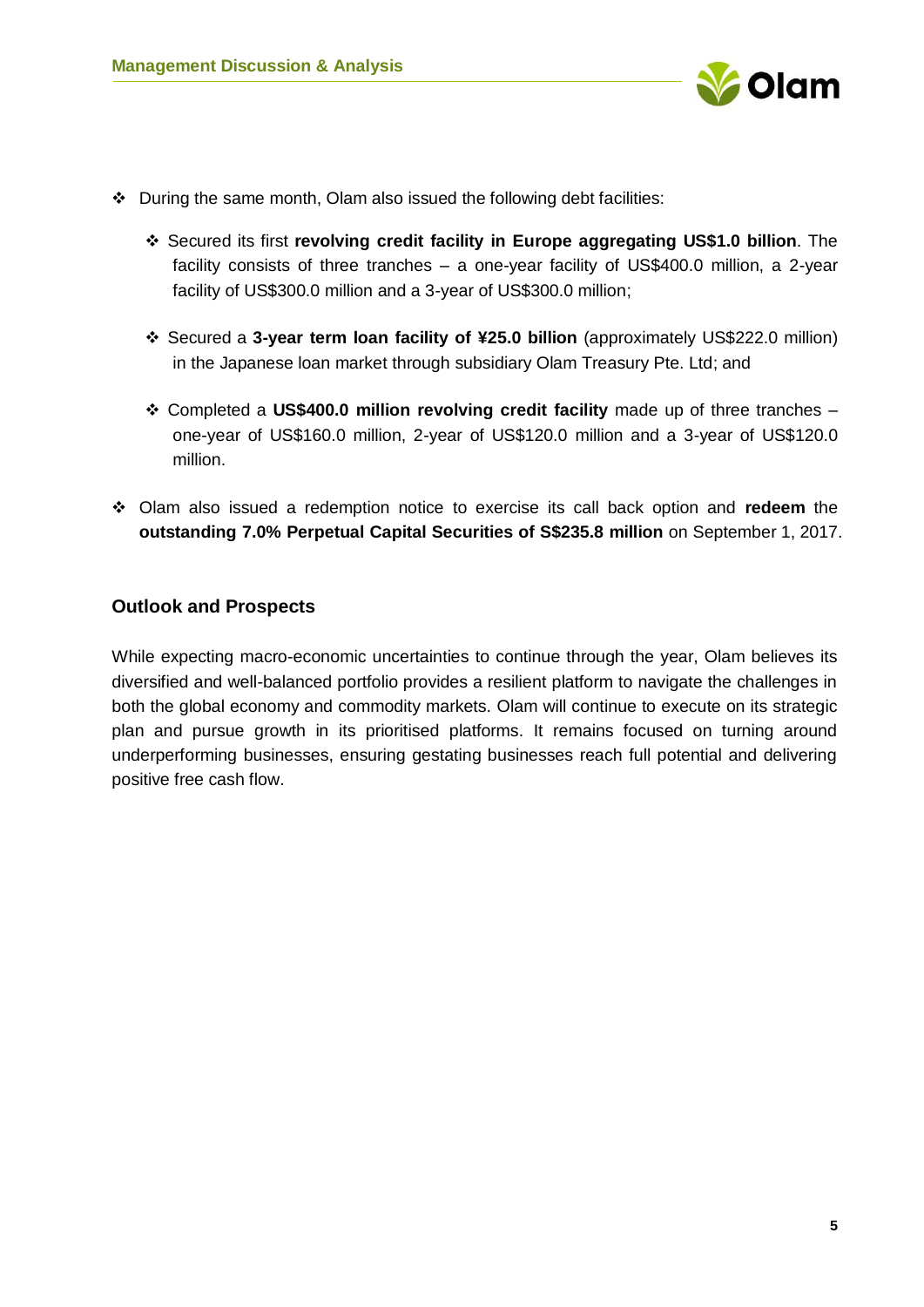- During the same month, Olam also issued the following debt facilities:
  - Secured its first **revolving credit facility in Europe aggregating US$1.0 billion**. The facility consists of three tranches – a one-year facility of US$400.0 million, a 2-year facility of US$300.0 million and a 3-year of US$300.0 million;
  - Secured a **3-year term loan facility of ¥25.0 billion** (approximately US$222.0 million) in the Japanese loan market through subsidiary Olam Treasury Pte. Ltd; and
  - Completed a **US$400.0 million revolving credit facility** made up of three tranches – one-year of US$160.0 million, 2-year of US$120.0 million and a 3-year of US$120.0 million.
- Olam also issued a redemption notice to exercise its call back option and **redeem** the **outstanding 7.0% Perpetual Capital Securities of S$235.8 million** on September 1, 2017.

## Outlook and Prospects

While expecting macro-economic uncertainties to continue through the year, Olam believes its diversified and well-balanced portfolio provides a resilient platform to navigate the challenges in both the global economy and commodity markets. Olam will continue to execute on its strategic plan and pursue growth in its prioritised platforms. It remains focused on turning around underperforming businesses, ensuring gestating businesses reach full potential and delivering positive free cash flow.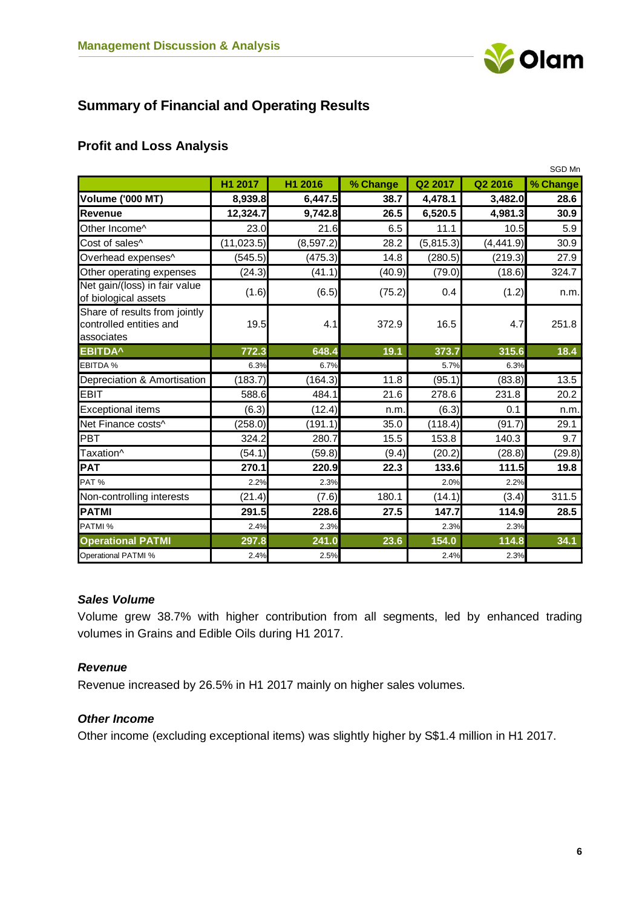## Summary of Financial and Operating Results

### Profit and Loss Analysis

SGD Mn

| | H1 2017 | H1 2016 | % Change | Q2 2017 | Q2 2016 | % Change |
|---|---|---|---|---|---|---|
| **Volume ('000 MT)** | **8,939.8** | **6,447.5** | **38.7** | **4,478.1** | **3,482.0** | **28.6** |
| **Revenue** | **12,324.7** | **9,742.8** | **26.5** | **6,520.5** | **4,981.3** | **30.9** |
| Other Income^ | 23.0 | 21.6 | 6.5 | 11.1 | 10.5 | 5.9 |
| Cost of sales^ | (11,023.5) | (8,597.2) | 28.2 | (5,815.3) | (4,441.9) | 30.9 |
| Overhead expenses^ | (545.5) | (475.3) | 14.8 | (280.5) | (219.3) | 27.9 |
| Other operating expenses | (24.3) | (41.1) | (40.9) | (79.0) | (18.6) | 324.7 |
| Net gain/(loss) in fair value of biological assets | (1.6) | (6.5) | (75.2) | 0.4 | (1.2) | n.m. |
| Share of results from jointly controlled entities and associates | 19.5 | 4.1 | 372.9 | 16.5 | 4.7 | 251.8 |
| **EBITDA^** | **772.3** | **648.4** | **19.1** | **373.7** | **315.6** | **18.4** |
| EBITDA % | 6.3% | 6.7% | | 5.7% | 6.3% | |
| Depreciation & Amortisation | (183.7) | (164.3) | 11.8 | (95.1) | (83.8) | 13.5 |
| EBIT | 588.6 | 484.1 | 21.6 | 278.6 | 231.8 | 20.2 |
| Exceptional items | (6.3) | (12.4) | n.m. | (6.3) | 0.1 | n.m. |
| Net Finance costs^ | (258.0) | (191.1) | 35.0 | (118.4) | (91.7) | 29.1 |
| PBT | 324.2 | 280.7 | 15.5 | 153.8 | 140.3 | 9.7 |
| Taxation^ | (54.1) | (59.8) | (9.4) | (20.2) | (28.8) | (29.8) |
| **PAT** | **270.1** | **220.9** | **22.3** | **133.6** | **111.5** | **19.8** |
| PAT % | 2.2% | 2.3% | | 2.0% | 2.2% | |
| Non-controlling interests | (21.4) | (7.6) | 180.1 | (14.1) | (3.4) | 311.5 |
| **PATMI** | **291.5** | **228.6** | **27.5** | **147.7** | **114.9** | **28.5** |
| PATMI % | 2.4% | 2.3% | | 2.3% | 2.3% | |
| **Operational PATMI** | **297.8** | **241.0** | **23.6** | **154.0** | **114.8** | **34.1** |
| Operational PATMI % | 2.4% | 2.5% | | 2.4% | 2.3% | |

#### *Sales Volume*

Volume grew 38.7% with higher contribution from all segments, led by enhanced trading volumes in Grains and Edible Oils during H1 2017.

#### *Revenue*

Revenue increased by 26.5% in H1 2017 mainly on higher sales volumes.

#### *Other Income*

Other income (excluding exceptional items) was slightly higher by S$1.4 million in H1 2017.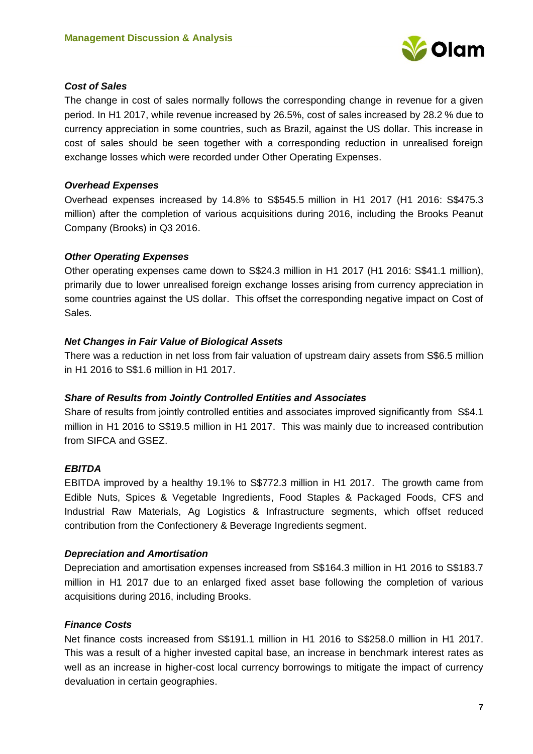### *Cost of Sales*

The change in cost of sales normally follows the corresponding change in revenue for a given period. In H1 2017, while revenue increased by 26.5%, cost of sales increased by 28.2 % due to currency appreciation in some countries, such as Brazil, against the US dollar. This increase in cost of sales should be seen together with a corresponding reduction in unrealised foreign exchange losses which were recorded under Other Operating Expenses.

### *Overhead Expenses*

Overhead expenses increased by 14.8% to S$545.5 million in H1 2017 (H1 2016: S$475.3 million) after the completion of various acquisitions during 2016, including the Brooks Peanut Company (Brooks) in Q3 2016.

### *Other Operating Expenses*

Other operating expenses came down to S$24.3 million in H1 2017 (H1 2016: S$41.1 million), primarily due to lower unrealised foreign exchange losses arising from currency appreciation in some countries against the US dollar. This offset the corresponding negative impact on Cost of Sales.

### *Net Changes in Fair Value of Biological Assets*

There was a reduction in net loss from fair valuation of upstream dairy assets from S$6.5 million in H1 2016 to S$1.6 million in H1 2017.

### *Share of Results from Jointly Controlled Entities and Associates*

Share of results from jointly controlled entities and associates improved significantly from S$4.1 million in H1 2016 to S$19.5 million in H1 2017. This was mainly due to increased contribution from SIFCA and GSEZ.

### *EBITDA*

EBITDA improved by a healthy 19.1% to S$772.3 million in H1 2017. The growth came from Edible Nuts, Spices & Vegetable Ingredients, Food Staples & Packaged Foods, CFS and Industrial Raw Materials, Ag Logistics & Infrastructure segments, which offset reduced contribution from the Confectionery & Beverage Ingredients segment.

### *Depreciation and Amortisation*

Depreciation and amortisation expenses increased from S$164.3 million in H1 2016 to S$183.7 million in H1 2017 due to an enlarged fixed asset base following the completion of various acquisitions during 2016, including Brooks.

### *Finance Costs*

Net finance costs increased from S$191.1 million in H1 2016 to S$258.0 million in H1 2017. This was a result of a higher invested capital base, an increase in benchmark interest rates as well as an increase in higher-cost local currency borrowings to mitigate the impact of currency devaluation in certain geographies.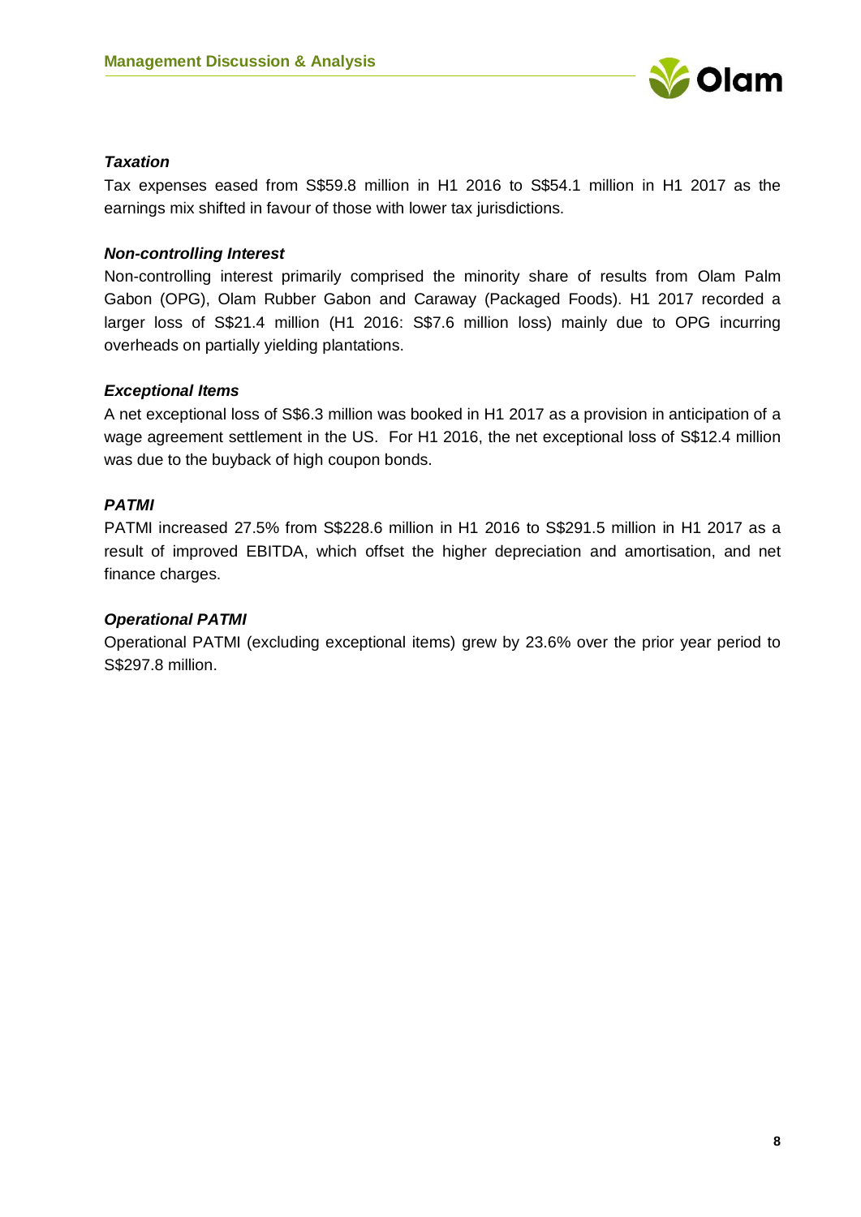***Taxation***

Tax expenses eased from S$59.8 million in H1 2016 to S$54.1 million in H1 2017 as the earnings mix shifted in favour of those with lower tax jurisdictions.

***Non-controlling Interest***

Non-controlling interest primarily comprised the minority share of results from Olam Palm Gabon (OPG), Olam Rubber Gabon and Caraway (Packaged Foods). H1 2017 recorded a larger loss of S$21.4 million (H1 2016: S$7.6 million loss) mainly due to OPG incurring overheads on partially yielding plantations.

***Exceptional Items***

A net exceptional loss of S$6.3 million was booked in H1 2017 as a provision in anticipation of a wage agreement settlement in the US. For H1 2016, the net exceptional loss of S$12.4 million was due to the buyback of high coupon bonds.

***PATMI***

PATMI increased 27.5% from S$228.6 million in H1 2016 to S$291.5 million in H1 2017 as a result of improved EBITDA, which offset the higher depreciation and amortisation, and net finance charges.

***Operational PATMI***

Operational PATMI (excluding exceptional items) grew by 23.6% over the prior year period to S$297.8 million.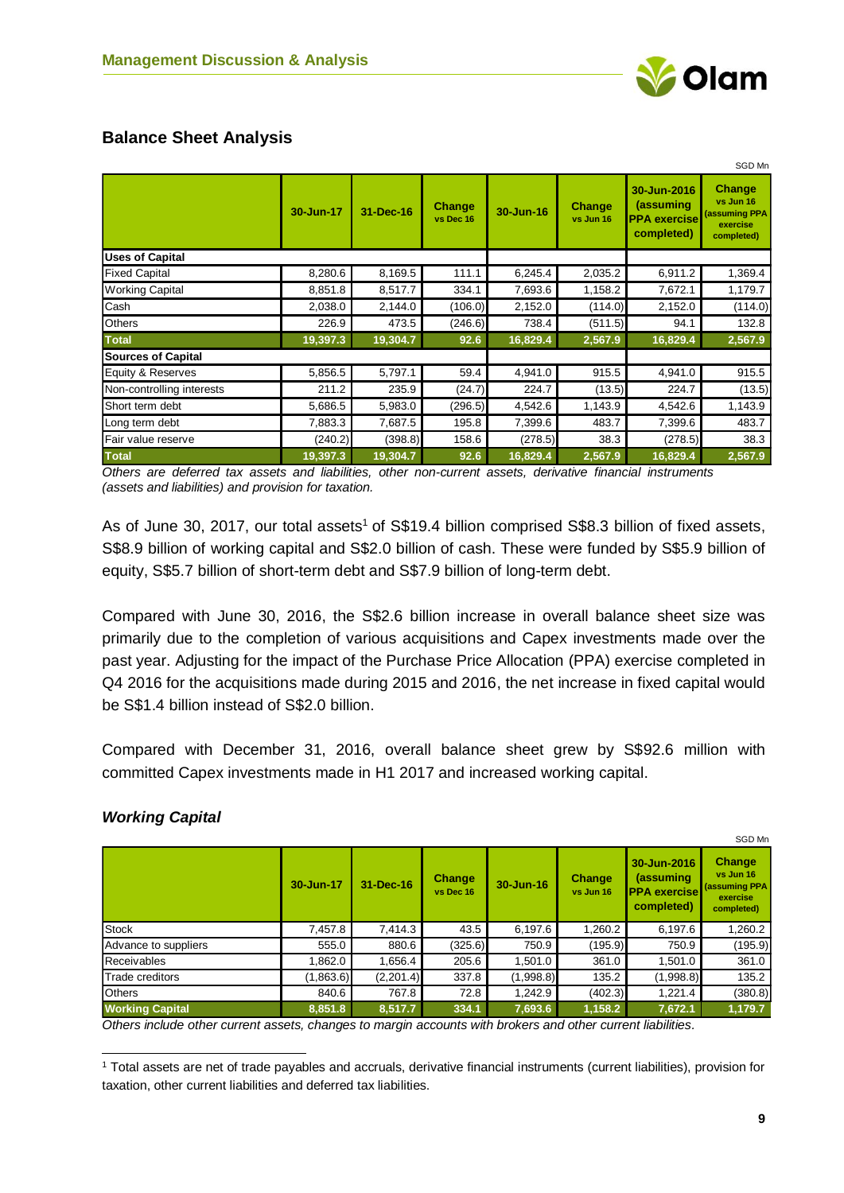## Balance Sheet Analysis

SGD Mn

| | 30-Jun-17 | 31-Dec-16 | Change vs Dec 16 | 30-Jun-16 | Change vs Jun 16 | 30-Jun-2016 (assuming PPA exercise completed) | Change vs Jun 16 (assuming PPA exercise completed) |
|---|---|---|---|---|---|---|---|
| **Uses of Capital** | | | | | | | |
| Fixed Capital | 8,280.6 | 8,169.5 | 111.1 | 6,245.4 | 2,035.2 | 6,911.2 | 1,369.4 |
| Working Capital | 8,851.8 | 8,517.7 | 334.1 | 7,693.6 | 1,158.2 | 7,672.1 | 1,179.7 |
| Cash | 2,038.0 | 2,144.0 | (106.0) | 2,152.0 | (114.0) | 2,152.0 | (114.0) |
| Others | 226.9 | 473.5 | (246.6) | 738.4 | (511.5) | 94.1 | 132.8 |
| **Total** | **19,397.3** | **19,304.7** | **92.6** | **16,829.4** | **2,567.9** | **16,829.4** | **2,567.9** |
| **Sources of Capital** | | | | | | | |
| Equity & Reserves | 5,856.5 | 5,797.1 | 59.4 | 4,941.0 | 915.5 | 4,941.0 | 915.5 |
| Non-controlling interests | 211.2 | 235.9 | (24.7) | 224.7 | (13.5) | 224.7 | (13.5) |
| Short term debt | 5,686.5 | 5,983.0 | (296.5) | 4,542.6 | 1,143.9 | 4,542.6 | 1,143.9 |
| Long term debt | 7,883.3 | 7,687.5 | 195.8 | 7,399.6 | 483.7 | 7,399.6 | 483.7 |
| Fair value reserve | (240.2) | (398.8) | 158.6 | (278.5) | 38.3 | (278.5) | 38.3 |
| **Total** | **19,397.3** | **19,304.7** | **92.6** | **16,829.4** | **2,567.9** | **16,829.4** | **2,567.9** |

*Others are deferred tax assets and liabilities, other non-current assets, derivative financial instruments (assets and liabilities) and provision for taxation.*

As of June 30, 2017, our total assets[1] of S$19.4 billion comprised S$8.3 billion of fixed assets, S$8.9 billion of working capital and S$2.0 billion of cash. These were funded by S$5.9 billion of equity, S$5.7 billion of short-term debt and S$7.9 billion of long-term debt.

Compared with June 30, 2016, the S$2.6 billion increase in overall balance sheet size was primarily due to the completion of various acquisitions and Capex investments made over the past year. Adjusting for the impact of the Purchase Price Allocation (PPA) exercise completed in Q4 2016 for the acquisitions made during 2015 and 2016, the net increase in fixed capital would be S$1.4 billion instead of S$2.0 billion.

Compared with December 31, 2016, overall balance sheet grew by S$92.6 million with committed Capex investments made in H1 2017 and increased working capital.

### *Working Capital*

SGD Mn

| | 30-Jun-17 | 31-Dec-16 | Change vs Dec 16 | 30-Jun-16 | Change vs Jun 16 | 30-Jun-2016 (assuming PPA exercise completed) | Change vs Jun 16 (assuming PPA exercise completed) |
|---|---|---|---|---|---|---|---|
| Stock | 7,457.8 | 7,414.3 | 43.5 | 6,197.6 | 1,260.2 | 6,197.6 | 1,260.2 |
| Advance to suppliers | 555.0 | 880.6 | (325.6) | 750.9 | (195.9) | 750.9 | (195.9) |
| Receivables | 1,862.0 | 1,656.4 | 205.6 | 1,501.0 | 361.0 | 1,501.0 | 361.0 |
| Trade creditors | (1,863.6) | (2,201.4) | 337.8 | (1,998.8) | 135.2 | (1,998.8) | 135.2 |
| Others | 840.6 | 767.8 | 72.8 | 1,242.9 | (402.3) | 1,221.4 | (380.8) |
| **Working Capital** | **8,851.8** | **8,517.7** | **334.1** | **7,693.6** | **1,158.2** | **7,672.1** | **1,179.7** |

*Others include other current assets, changes to margin accounts with brokers and other current liabilities.*

[1] Total assets are net of trade payables and accruals, derivative financial instruments (current liabilities), provision for taxation, other current liabilities and deferred tax liabilities.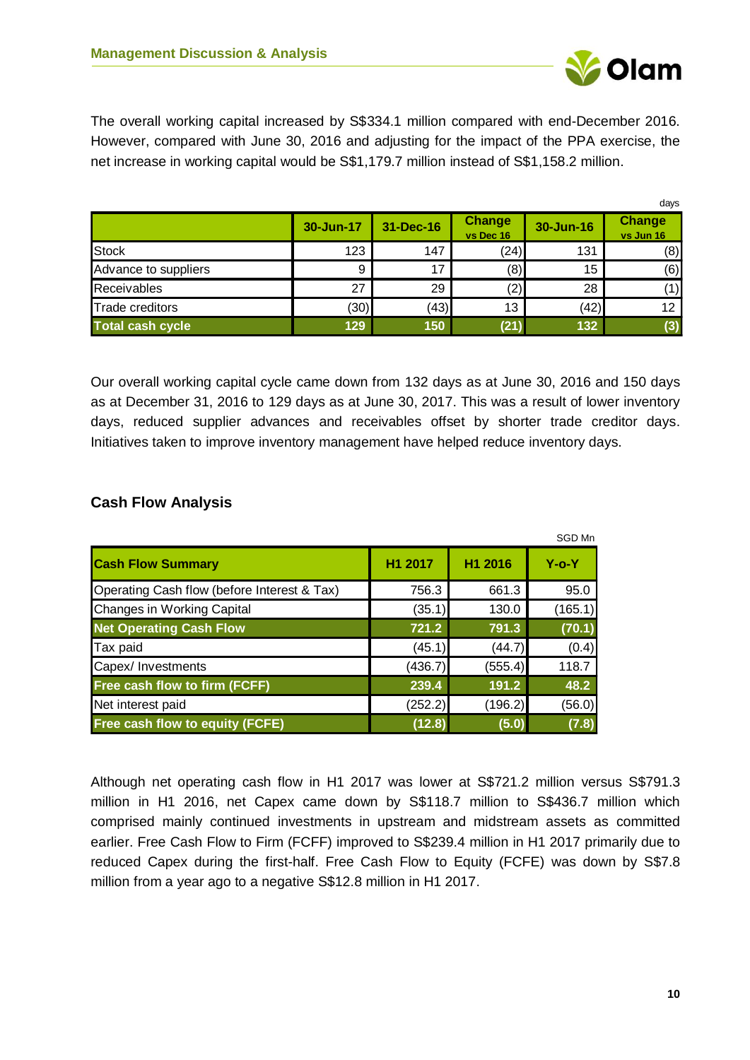The overall working capital increased by S$334.1 million compared with end-December 2016. However, compared with June 30, 2016 and adjusting for the impact of the PPA exercise, the net increase in working capital would be S$1,179.7 million instead of S$1,158.2 million.

days

| | 30-Jun-17 | 31-Dec-16 | Change vs Dec 16 | 30-Jun-16 | Change vs Jun 16 |
|---|---|---|---|---|---|
| Stock | 123 | 147 | (24) | 131 | (8) |
| Advance to suppliers | 9 | 17 | (8) | 15 | (6) |
| Receivables | 27 | 29 | (2) | 28 | (1) |
| Trade creditors | (30) | (43) | 13 | (42) | 12 |
| **Total cash cycle** | **129** | **150** | **(21)** | **132** | **(3)** |

Our overall working capital cycle came down from 132 days as at June 30, 2016 and 150 days as at December 31, 2016 to 129 days as at June 30, 2017. This was a result of lower inventory days, reduced supplier advances and receivables offset by shorter trade creditor days. Initiatives taken to improve inventory management have helped reduce inventory days.

## Cash Flow Analysis

SGD Mn

| Cash Flow Summary | H1 2017 | H1 2016 | Y-o-Y |
|---|---|---|---|
| Operating Cash flow (before Interest & Tax) | 756.3 | 661.3 | 95.0 |
| Changes in Working Capital | (35.1) | 130.0 | (165.1) |
| **Net Operating Cash Flow** | **721.2** | **791.3** | **(70.1)** |
| Tax paid | (45.1) | (44.7) | (0.4) |
| Capex/ Investments | (436.7) | (555.4) | 118.7 |
| **Free cash flow to firm (FCFF)** | **239.4** | **191.2** | **48.2** |
| Net interest paid | (252.2) | (196.2) | (56.0) |
| **Free cash flow to equity (FCFE)** | **(12.8)** | **(5.0)** | **(7.8)** |

Although net operating cash flow in H1 2017 was lower at S$721.2 million versus S$791.3 million in H1 2016, net Capex came down by S$118.7 million to S$436.7 million which comprised mainly continued investments in upstream and midstream assets as committed earlier. Free Cash Flow to Firm (FCFF) improved to S$239.4 million in H1 2017 primarily due to reduced Capex during the first-half. Free Cash Flow to Equity (FCFE) was down by S$7.8 million from a year ago to a negative S$12.8 million in H1 2017.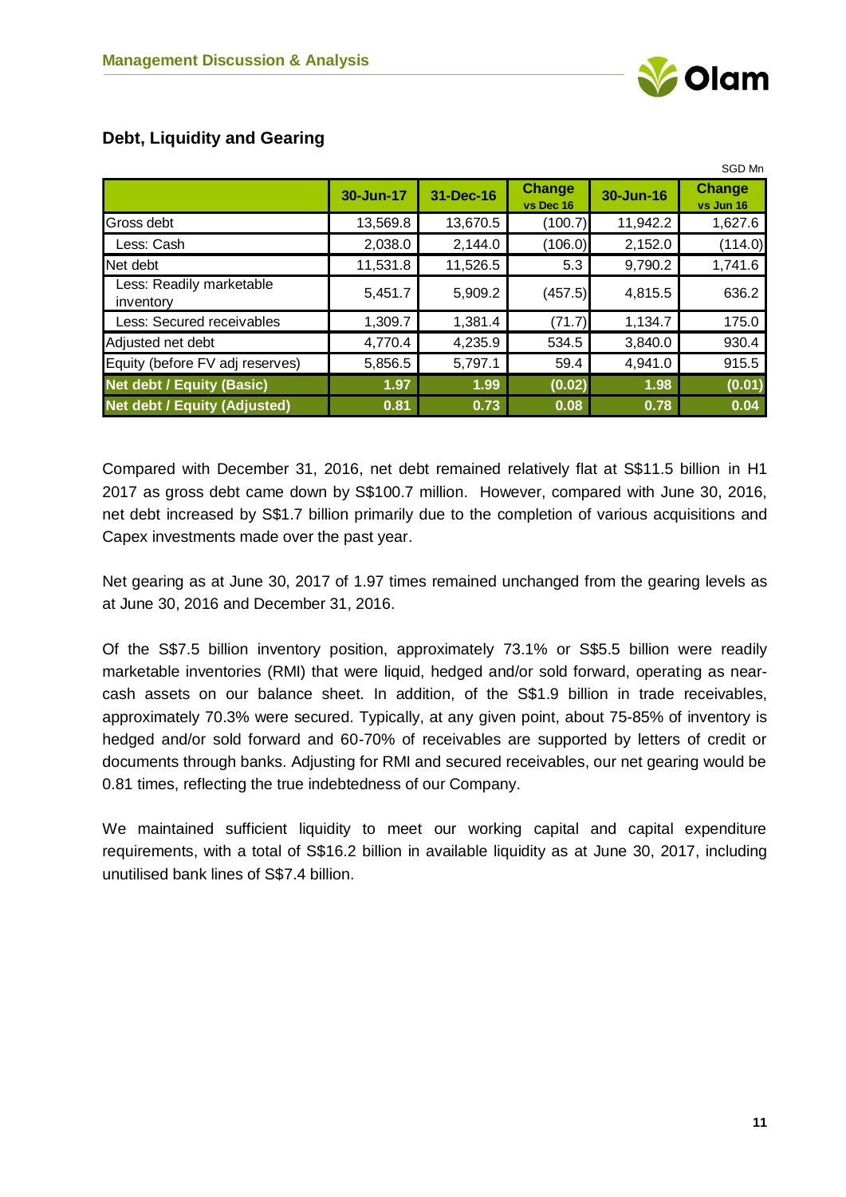## Debt, Liquidity and Gearing

SGD Mn

| | 30-Jun-17 | 31-Dec-16 | Change vs Dec 16 | 30-Jun-16 | Change vs Jun 16 |
|---|---|---|---|---|---|
| Gross debt | 13,569.8 | 13,670.5 | (100.7) | 11,942.2 | 1,627.6 |
| Less: Cash | 2,038.0 | 2,144.0 | (106.0) | 2,152.0 | (114.0) |
| Net debt | 11,531.8 | 11,526.5 | 5.3 | 9,790.2 | 1,741.6 |
| Less: Readily marketable inventory | 5,451.7 | 5,909.2 | (457.5) | 4,815.5 | 636.2 |
| Less: Secured receivables | 1,309.7 | 1,381.4 | (71.7) | 1,134.7 | 175.0 |
| Adjusted net debt | 4,770.4 | 4,235.9 | 534.5 | 3,840.0 | 930.4 |
| Equity (before FV adj reserves) | 5,856.5 | 5,797.1 | 59.4 | 4,941.0 | 915.5 |
| **Net debt / Equity (Basic)** | **1.97** | **1.99** | **(0.02)** | **1.98** | **(0.01)** |
| **Net debt / Equity (Adjusted)** | **0.81** | **0.73** | **0.08** | **0.78** | **0.04** |

Compared with December 31, 2016, net debt remained relatively flat at S$11.5 billion in H1 2017 as gross debt came down by S$100.7 million. However, compared with June 30, 2016, net debt increased by S$1.7 billion primarily due to the completion of various acquisitions and Capex investments made over the past year.

Net gearing as at June 30, 2017 of 1.97 times remained unchanged from the gearing levels as at June 30, 2016 and December 31, 2016.

Of the S$7.5 billion inventory position, approximately 73.1% or S$5.5 billion were readily marketable inventories (RMI) that were liquid, hedged and/or sold forward, operating as near-cash assets on our balance sheet. In addition, of the S$1.9 billion in trade receivables, approximately 70.3% were secured. Typically, at any given point, about 75-85% of inventory is hedged and/or sold forward and 60-70% of receivables are supported by letters of credit or documents through banks. Adjusting for RMI and secured receivables, our net gearing would be 0.81 times, reflecting the true indebtedness of our Company.

We maintained sufficient liquidity to meet our working capital and capital expenditure requirements, with a total of S$16.2 billion in available liquidity as at June 30, 2017, including unutilised bank lines of S$7.4 billion.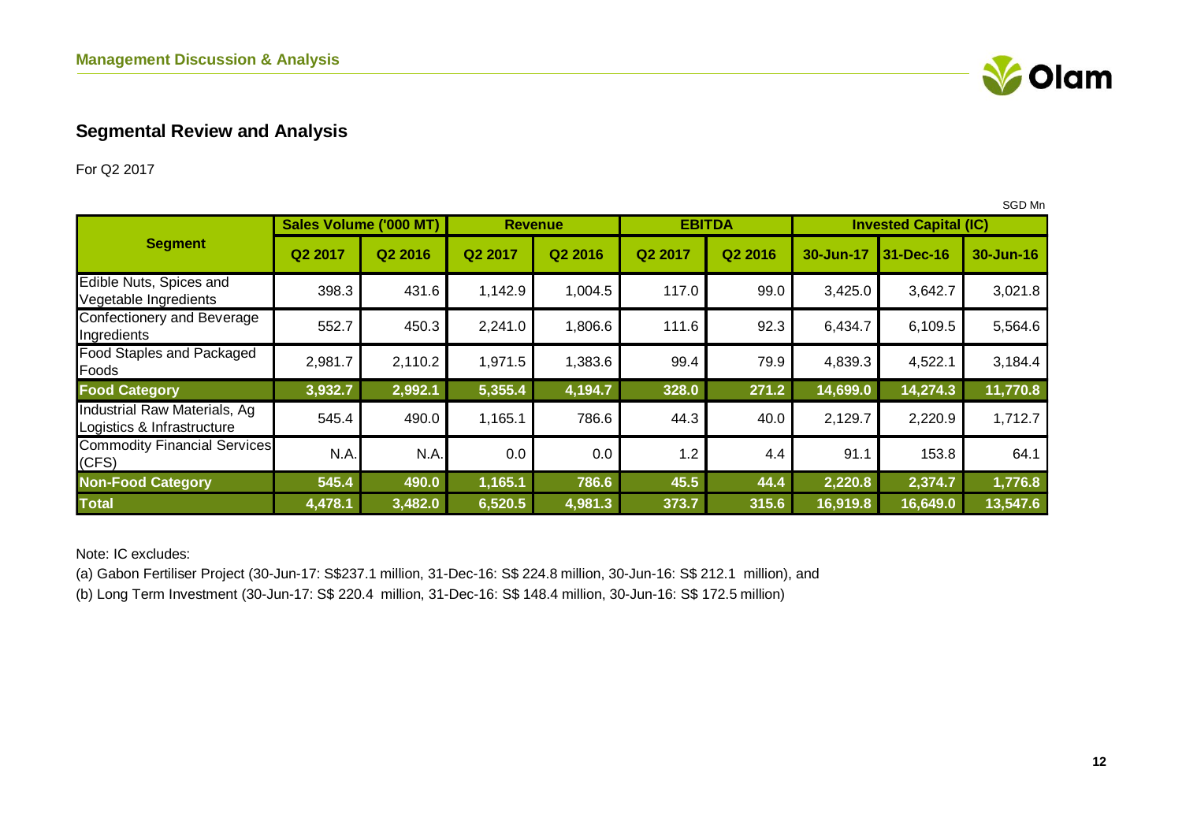## Segmental Review and Analysis

For Q2 2017

SGD Mn

| Segment | Sales Volume ('000 MT) | | Revenue | | EBITDA | | Invested Capital (IC) | | |
|---|---|---|---|---|---|---|---|---|---|
| | Q2 2017 | Q2 2016 | Q2 2017 | Q2 2016 | Q2 2017 | Q2 2016 | 30-Jun-17 | 31-Dec-16 | 30-Jun-16 |
| Edible Nuts, Spices and Vegetable Ingredients | 398.3 | 431.6 | 1,142.9 | 1,004.5 | 117.0 | 99.0 | 3,425.0 | 3,642.7 | 3,021.8 |
| Confectionery and Beverage Ingredients | 552.7 | 450.3 | 2,241.0 | 1,806.6 | 111.6 | 92.3 | 6,434.7 | 6,109.5 | 5,564.6 |
| Food Staples and Packaged Foods | 2,981.7 | 2,110.2 | 1,971.5 | 1,383.6 | 99.4 | 79.9 | 4,839.3 | 4,522.1 | 3,184.4 |
| **Food Category** | **3,932.7** | **2,992.1** | **5,355.4** | **4,194.7** | **328.0** | **271.2** | **14,699.0** | **14,274.3** | **11,770.8** |
| Industrial Raw Materials, Ag Logistics & Infrastructure | 545.4 | 490.0 | 1,165.1 | 786.6 | 44.3 | 40.0 | 2,129.7 | 2,220.9 | 1,712.7 |
| Commodity Financial Services (CFS) | N.A. | N.A. | 0.0 | 0.0 | 1.2 | 4.4 | 91.1 | 153.8 | 64.1 |
| **Non-Food Category** | **545.4** | **490.0** | **1,165.1** | **786.6** | **45.5** | **44.4** | **2,220.8** | **2,374.7** | **1,776.8** |
| **Total** | **4,478.1** | **3,482.0** | **6,520.5** | **4,981.3** | **373.7** | **315.6** | **16,919.8** | **16,649.0** | **13,547.6** |

Note: IC excludes:

(a) Gabon Fertiliser Project (30-Jun-17: S$237.1 million, 31-Dec-16: S$ 224.8 million, 30-Jun-16: S$ 212.1 million), and

(b) Long Term Investment (30-Jun-17: S$ 220.4 million, 31-Dec-16: S$ 148.4 million, 30-Jun-16: S$ 172.5 million)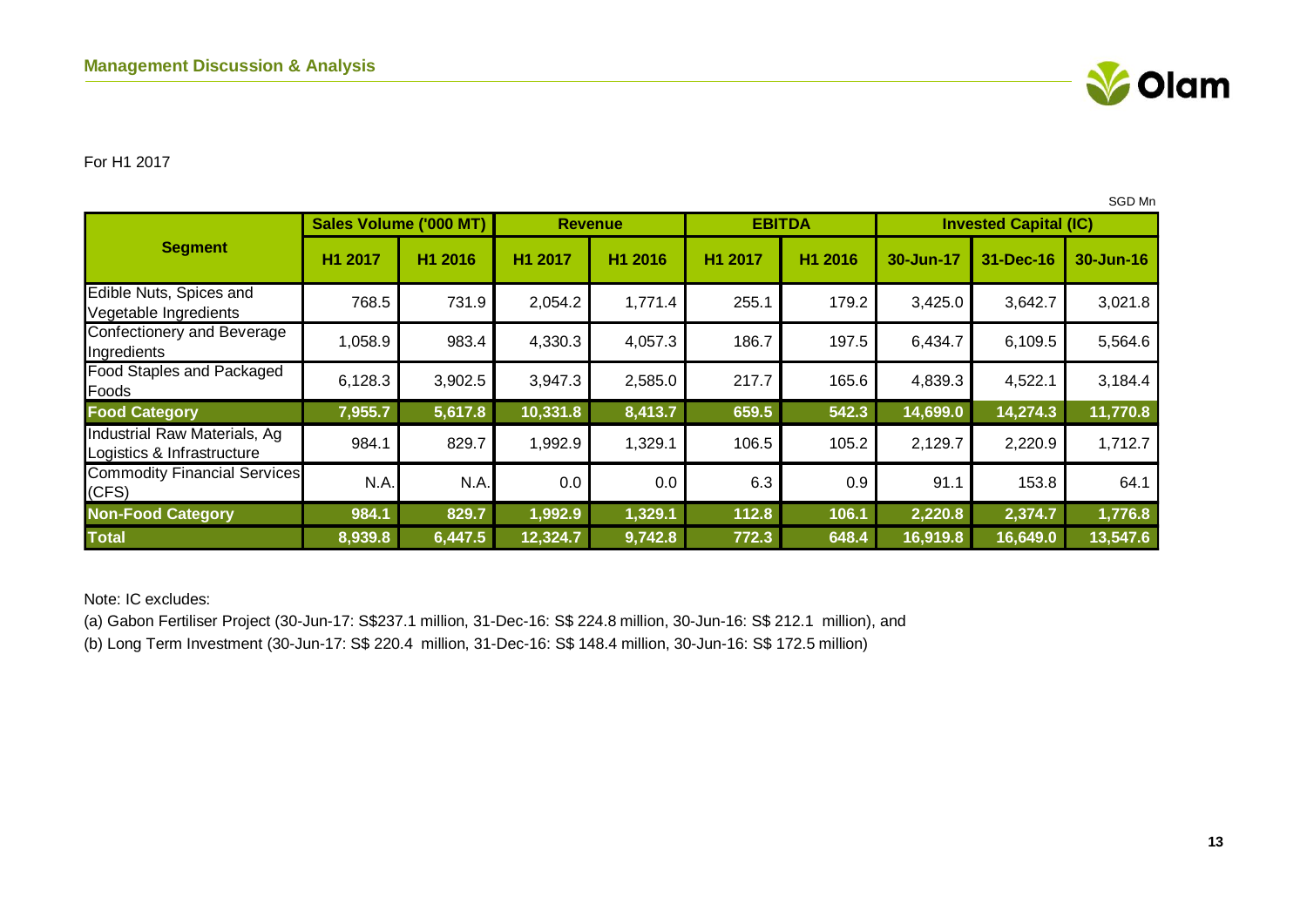## Management Discussion & Analysis

For H1 2017

SGD Mn

| Segment | Sales Volume ('000 MT) | | Revenue | | EBITDA | | Invested Capital (IC) | | |
|---|---|---|---|---|---|---|---|---|---|
| | H1 2017 | H1 2016 | H1 2017 | H1 2016 | H1 2017 | H1 2016 | 30-Jun-17 | 31-Dec-16 | 30-Jun-16 |
| Edible Nuts, Spices and Vegetable Ingredients | 768.5 | 731.9 | 2,054.2 | 1,771.4 | 255.1 | 179.2 | 3,425.0 | 3,642.7 | 3,021.8 |
| Confectionery and Beverage Ingredients | 1,058.9 | 983.4 | 4,330.3 | 4,057.3 | 186.7 | 197.5 | 6,434.7 | 6,109.5 | 5,564.6 |
| Food Staples and Packaged Foods | 6,128.3 | 3,902.5 | 3,947.3 | 2,585.0 | 217.7 | 165.6 | 4,839.3 | 4,522.1 | 3,184.4 |
| **Food Category** | **7,955.7** | **5,617.8** | **10,331.8** | **8,413.7** | **659.5** | **542.3** | **14,699.0** | **14,274.3** | **11,770.8** |
| Industrial Raw Materials, Ag Logistics & Infrastructure | 984.1 | 829.7 | 1,992.9 | 1,329.1 | 106.5 | 105.2 | 2,129.7 | 2,220.9 | 1,712.7 |
| Commodity Financial Services (CFS) | N.A. | N.A. | 0.0 | 0.0 | 6.3 | 0.9 | 91.1 | 153.8 | 64.1 |
| **Non-Food Category** | **984.1** | **829.7** | **1,992.9** | **1,329.1** | **112.8** | **106.1** | **2,220.8** | **2,374.7** | **1,776.8** |
| **Total** | **8,939.8** | **6,447.5** | **12,324.7** | **9,742.8** | **772.3** | **648.4** | **16,919.8** | **16,649.0** | **13,547.6** |

Note: IC excludes:

(a) Gabon Fertiliser Project (30-Jun-17: S$237.1 million, 31-Dec-16: S$ 224.8 million, 30-Jun-16: S$ 212.1 million), and

(b) Long Term Investment (30-Jun-17: S$ 220.4 million, 31-Dec-16: S$ 148.4 million, 30-Jun-16: S$ 172.5 million)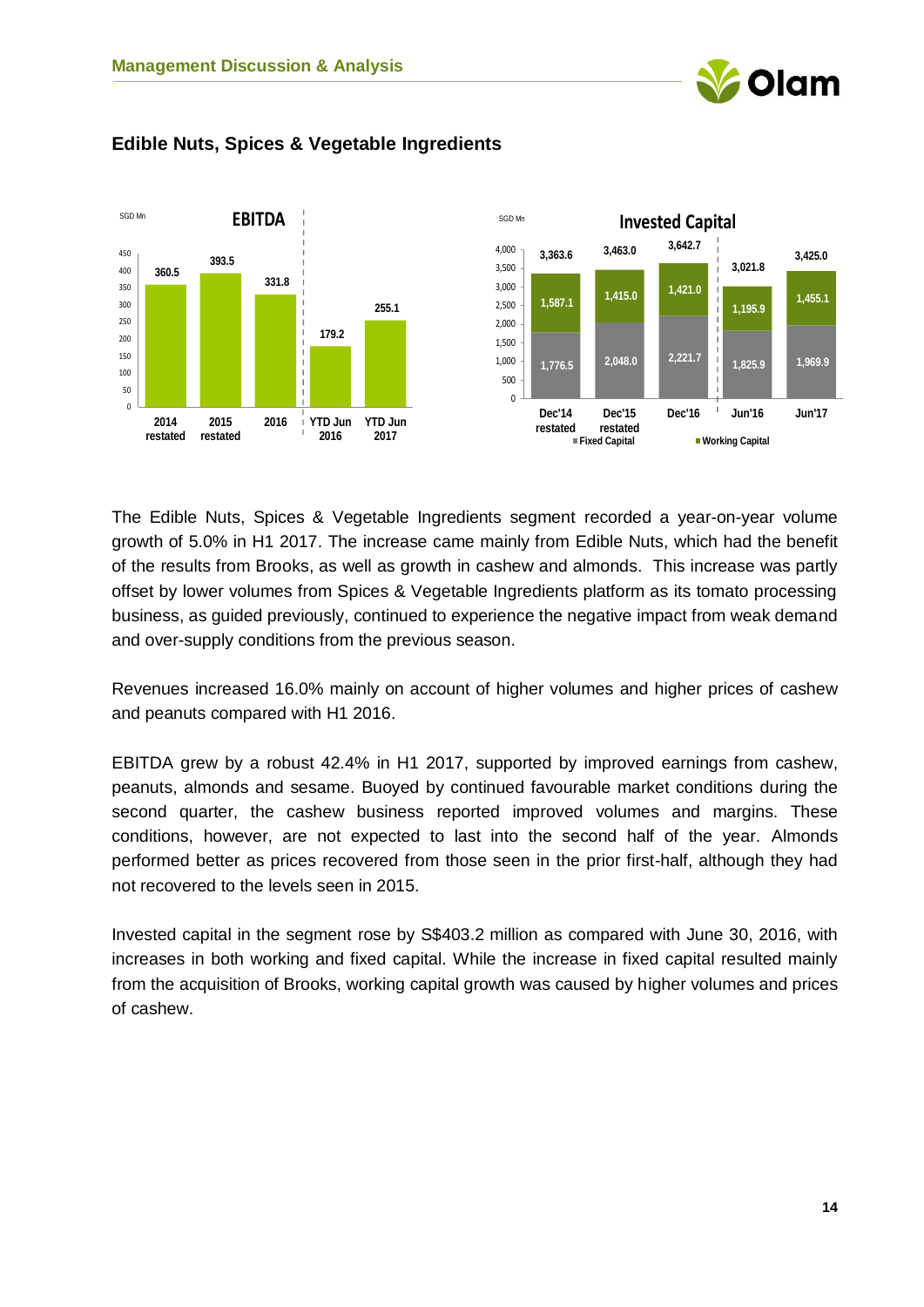## Edible Nuts, Spices & Vegetable Ingredients

**EBITDA** (SGD Mn)

| | 2014 restated | 2015 restated | 2016 | YTD Jun 2016 | YTD Jun 2017 |
|---|---|---|---|---|---|
| EBITDA | 360.5 | 393.5 | 331.8 | 179.2 | 255.1 |

**Invested Capital** (SGD Mn)

| | Dec'14 restated | Dec'15 restated | Dec'16 | Jun'16 | Jun'17 |
|---|---|---|---|---|---|
| Fixed Capital | 1,776.5 | 2,048.0 | 2,221.7 | 1,825.9 | 1,969.9 |
| Working Capital | 1,587.1 | 1,415.0 | 1,421.0 | 1,195.9 | 1,455.1 |
| Total | 3,363.6 | 3,463.0 | 3,642.7 | 3,021.8 | 3,425.0 |

The Edible Nuts, Spices & Vegetable Ingredients segment recorded a year-on-year volume growth of 5.0% in H1 2017. The increase came mainly from Edible Nuts, which had the benefit of the results from Brooks, as well as growth in cashew and almonds. This increase was partly offset by lower volumes from Spices & Vegetable Ingredients platform as its tomato processing business, as guided previously, continued to experience the negative impact from weak demand and over-supply conditions from the previous season.

Revenues increased 16.0% mainly on account of higher volumes and higher prices of cashew and peanuts compared with H1 2016.

EBITDA grew by a robust 42.4% in H1 2017, supported by improved earnings from cashew, peanuts, almonds and sesame. Buoyed by continued favourable market conditions during the second quarter, the cashew business reported improved volumes and margins. These conditions, however, are not expected to last into the second half of the year. Almonds performed better as prices recovered from those seen in the prior first-half, although they had not recovered to the levels seen in 2015.

Invested capital in the segment rose by S$403.2 million as compared with June 30, 2016, with increases in both working and fixed capital. While the increase in fixed capital resulted mainly from the acquisition of Brooks, working capital growth was caused by higher volumes and prices of cashew.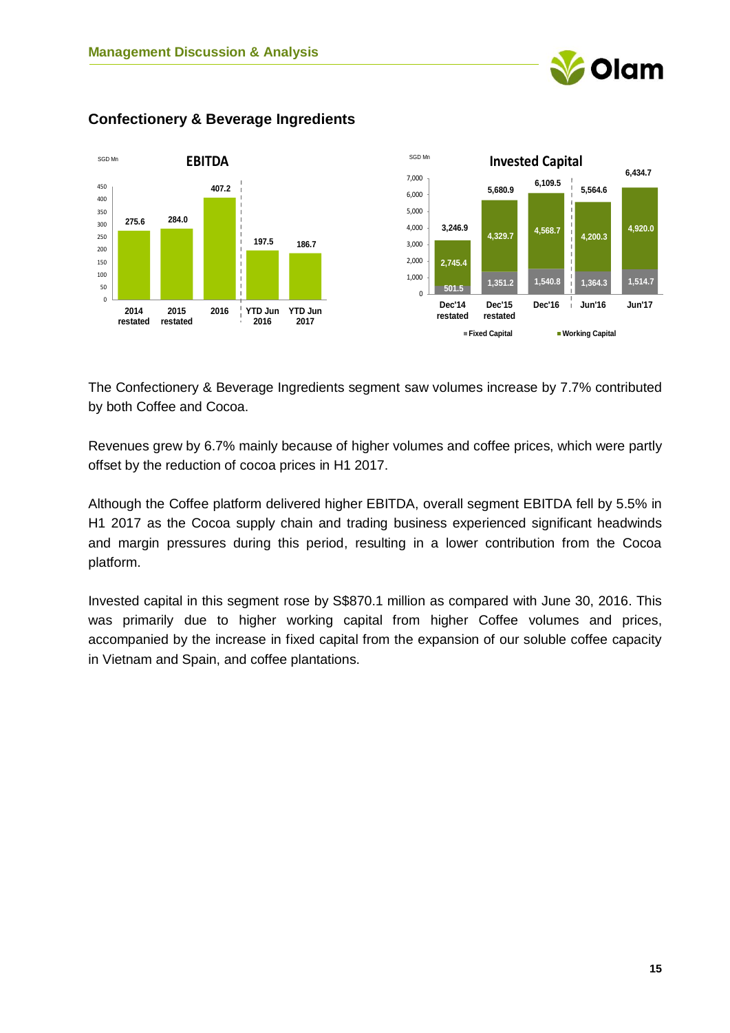## Confectionery & Beverage Ingredients

**EBITDA** (SGD Mn)

| | 2014 restated | 2015 restated | 2016 | YTD Jun 2016 | YTD Jun 2017 |
|---|---|---|---|---|---|
| EBITDA | 275.6 | 284.0 | 407.2 | 197.5 | 186.7 |

**Invested Capital** (SGD Mn)

| | Dec'14 restated | Dec'15 restated | Dec'16 | Jun'16 | Jun'17 |
|---|---|---|---|---|---|
| Fixed Capital | 501.5 | 1,351.2 | 1,540.8 | 1,364.3 | 1,514.7 |
| Working Capital | 2,745.4 | 4,329.7 | 4,568.7 | 4,200.3 | 4,920.0 |
| Total | 3,246.9 | 5,680.9 | 6,109.5 | 5,564.6 | 6,434.7 |

The Confectionery & Beverage Ingredients segment saw volumes increase by 7.7% contributed by both Coffee and Cocoa.

Revenues grew by 6.7% mainly because of higher volumes and coffee prices, which were partly offset by the reduction of cocoa prices in H1 2017.

Although the Coffee platform delivered higher EBITDA, overall segment EBITDA fell by 5.5% in H1 2017 as the Cocoa supply chain and trading business experienced significant headwinds and margin pressures during this period, resulting in a lower contribution from the Cocoa platform.

Invested capital in this segment rose by S$870.1 million as compared with June 30, 2016. This was primarily due to higher working capital from higher Coffee volumes and prices, accompanied by the increase in fixed capital from the expansion of our soluble coffee capacity in Vietnam and Spain, and coffee plantations.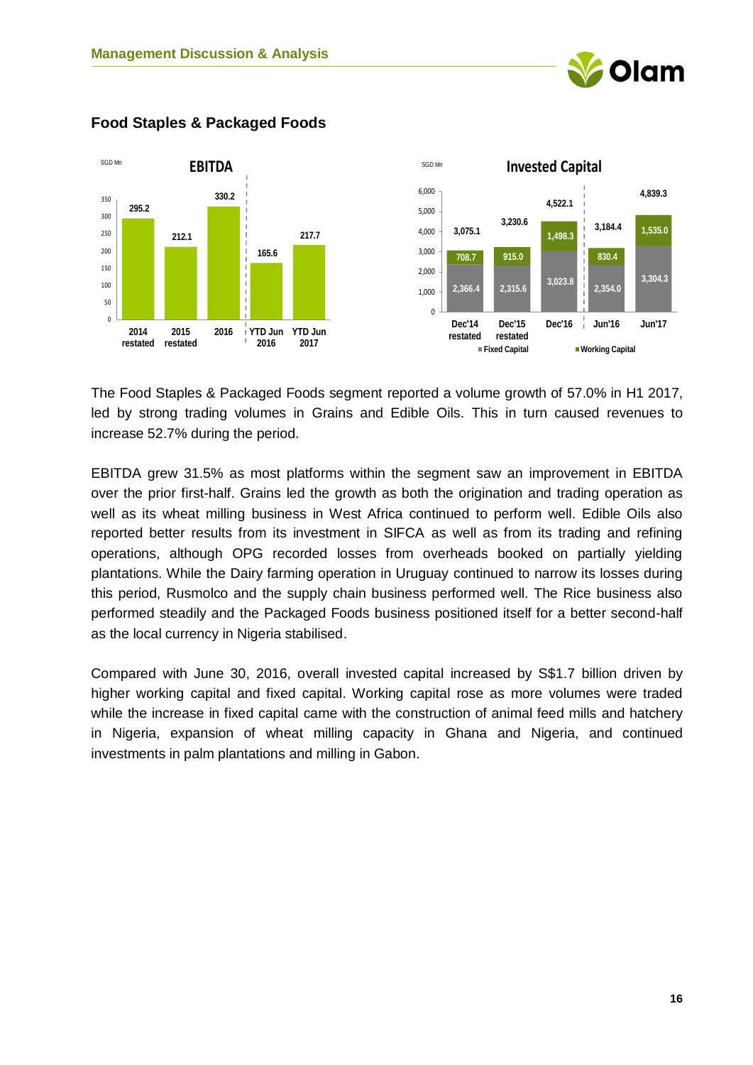## Food Staples & Packaged Foods

**EBITDA** (SGD Mn)

| | 2014 restated | 2015 restated | 2016 | YTD Jun 2016 | YTD Jun 2017 |
|---|---|---|---|---|---|
| EBITDA | 295.2 | 212.1 | 330.2 | 165.6 | 217.7 |

**Invested Capital** (SGD Mn)

| | Dec'14 restated | Dec'15 restated | Dec'16 | Jun'16 | Jun'17 |
|---|---|---|---|---|---|
| Fixed Capital | 2,366.4 | 2,315.6 | 3,023.8 | 2,354.0 | 3,304.3 |
| Working Capital | 708.7 | 915.0 | 1,498.3 | 830.4 | 1,535.0 |
| Total | 3,075.1 | 3,230.6 | 4,522.1 | 3,184.4 | 4,839.3 |

The Food Staples & Packaged Foods segment reported a volume growth of 57.0% in H1 2017, led by strong trading volumes in Grains and Edible Oils. This in turn caused revenues to increase 52.7% during the period.

EBITDA grew 31.5% as most platforms within the segment saw an improvement in EBITDA over the prior first-half. Grains led the growth as both the origination and trading operation as well as its wheat milling business in West Africa continued to perform well. Edible Oils also reported better results from its investment in SIFCA as well as from its trading and refining operations, although OPG recorded losses from overheads booked on partially yielding plantations. While the Dairy farming operation in Uruguay continued to narrow its losses during this period, Rusmolco and the supply chain business performed well. The Rice business also performed steadily and the Packaged Foods business positioned itself for a better second-half as the local currency in Nigeria stabilised.

Compared with June 30, 2016, overall invested capital increased by S$1.7 billion driven by higher working capital and fixed capital. Working capital rose as more volumes were traded while the increase in fixed capital came with the construction of animal feed mills and hatchery in Nigeria, expansion of wheat milling capacity in Ghana and Nigeria, and continued investments in palm plantations and milling in Gabon.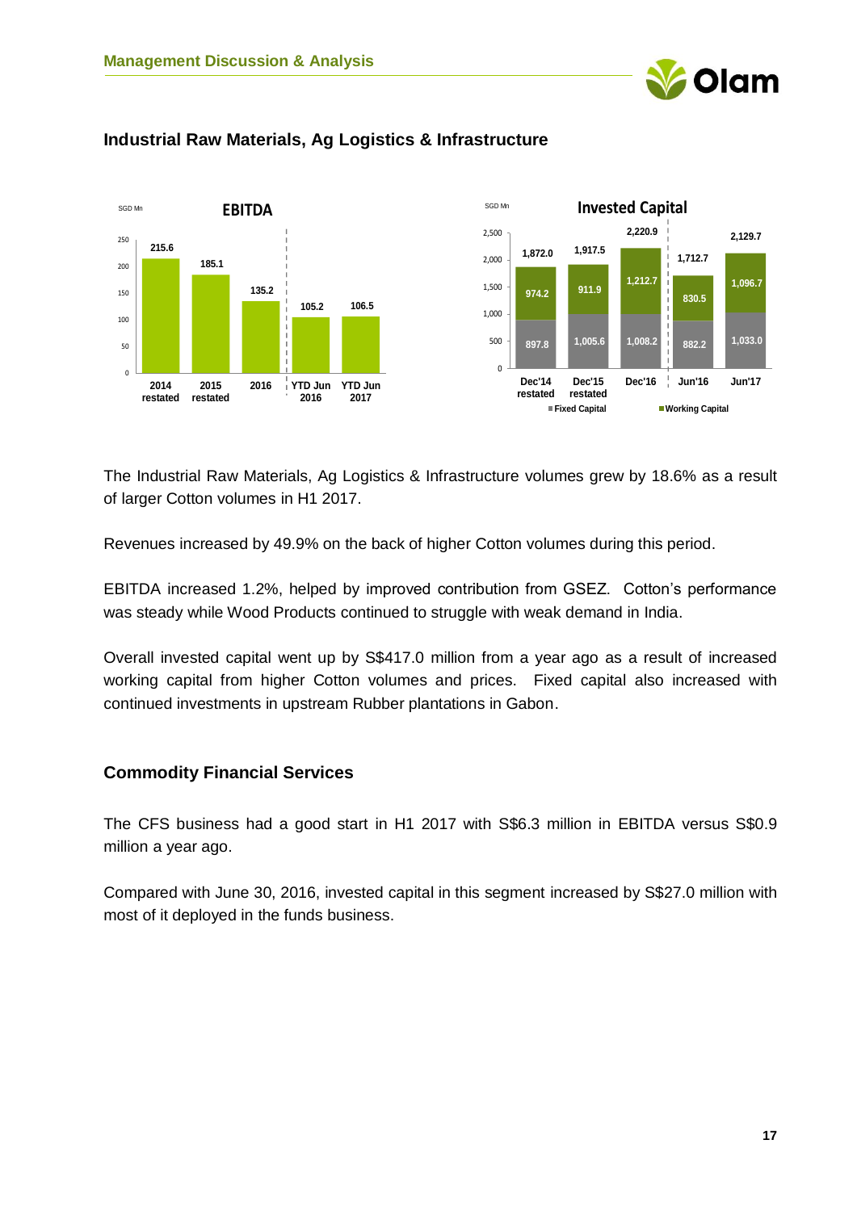## Industrial Raw Materials, Ag Logistics & Infrastructure

**EBITDA** (SGD Mn)

| 2014 restated | 2015 restated | 2016 | YTD Jun 2016 | YTD Jun 2017 |
|---|---|---|---|---|
| 215.6 | 185.1 | 135.2 | 105.2 | 106.5 |

**Invested Capital** (SGD Mn)

| | Dec'14 restated | Dec'15 restated | Dec'16 | Jun'16 | Jun'17 |
|---|---|---|---|---|---|
| Fixed Capital | 897.8 | 1,005.6 | 1,008.2 | 882.2 | 1,033.0 |
| Working Capital | 974.2 | 911.9 | 1,212.7 | 830.5 | 1,096.7 |
| Total | 1,872.0 | 1,917.5 | 2,220.9 | 1,712.7 | 2,129.7 |

The Industrial Raw Materials, Ag Logistics & Infrastructure volumes grew by 18.6% as a result of larger Cotton volumes in H1 2017.

Revenues increased by 49.9% on the back of higher Cotton volumes during this period.

EBITDA increased 1.2%, helped by improved contribution from GSEZ. Cotton's performance was steady while Wood Products continued to struggle with weak demand in India.

Overall invested capital went up by S$417.0 million from a year ago as a result of increased working capital from higher Cotton volumes and prices. Fixed capital also increased with continued investments in upstream Rubber plantations in Gabon.

## Commodity Financial Services

The CFS business had a good start in H1 2017 with S$6.3 million in EBITDA versus S$0.9 million a year ago.

Compared with June 30, 2016, invested capital in this segment increased by S$27.0 million with most of it deployed in the funds business.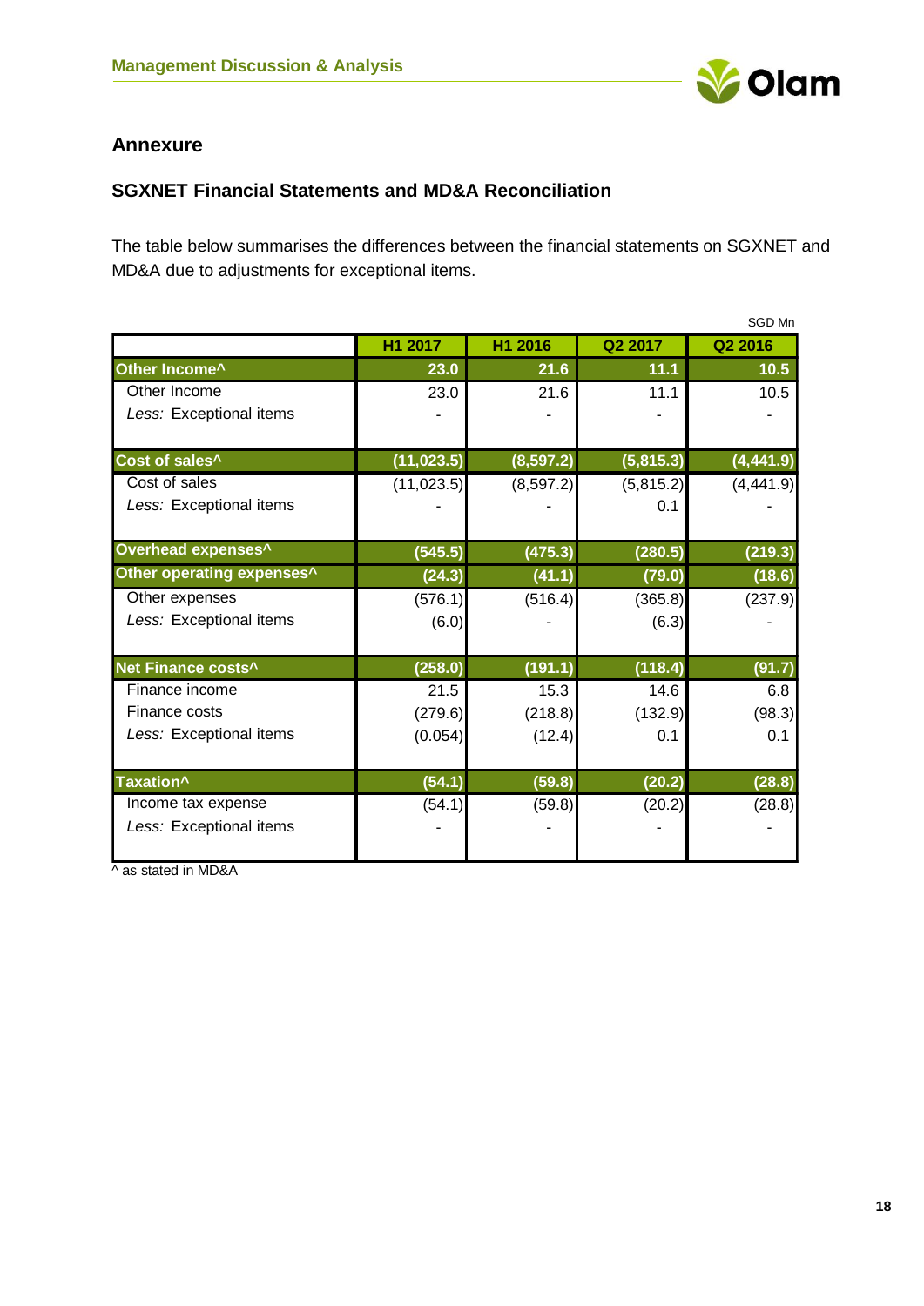## Annexure

### SGXNET Financial Statements and MD&A Reconciliation

The table below summarises the differences between the financial statements on SGXNET and MD&A due to adjustments for exceptional items.

SGD Mn

| | H1 2017 | H1 2016 | Q2 2017 | Q2 2016 |
|---|---|---|---|---|
| **Other Income^** | **23.0** | **21.6** | **11.1** | **10.5** |
| Other Income | 23.0 | 21.6 | 11.1 | 10.5 |
| *Less:* Exceptional items | - | - | - | - |
| **Cost of sales^** | **(11,023.5)** | **(8,597.2)** | **(5,815.3)** | **(4,441.9)** |
| Cost of sales | (11,023.5) | (8,597.2) | (5,815.2) | (4,441.9) |
| *Less:* Exceptional items | - | - | 0.1 | - |
| **Overhead expenses^** | **(545.5)** | **(475.3)** | **(280.5)** | **(219.3)** |
| **Other operating expenses^** | **(24.3)** | **(41.1)** | **(79.0)** | **(18.6)** |
| Other expenses | (576.1) | (516.4) | (365.8) | (237.9) |
| *Less:* Exceptional items | (6.0) | - | (6.3) | - |
| **Net Finance costs^** | **(258.0)** | **(191.1)** | **(118.4)** | **(91.7)** |
| Finance income | 21.5 | 15.3 | 14.6 | 6.8 |
| Finance costs | (279.6) | (218.8) | (132.9) | (98.3) |
| *Less:* Exceptional items | (0.054) | (12.4) | 0.1 | 0.1 |
| **Taxation^** | **(54.1)** | **(59.8)** | **(20.2)** | **(28.8)** |
| Income tax expense | (54.1) | (59.8) | (20.2) | (28.8) |
| *Less:* Exceptional items | - | - | - | - |

^ as stated in MD&A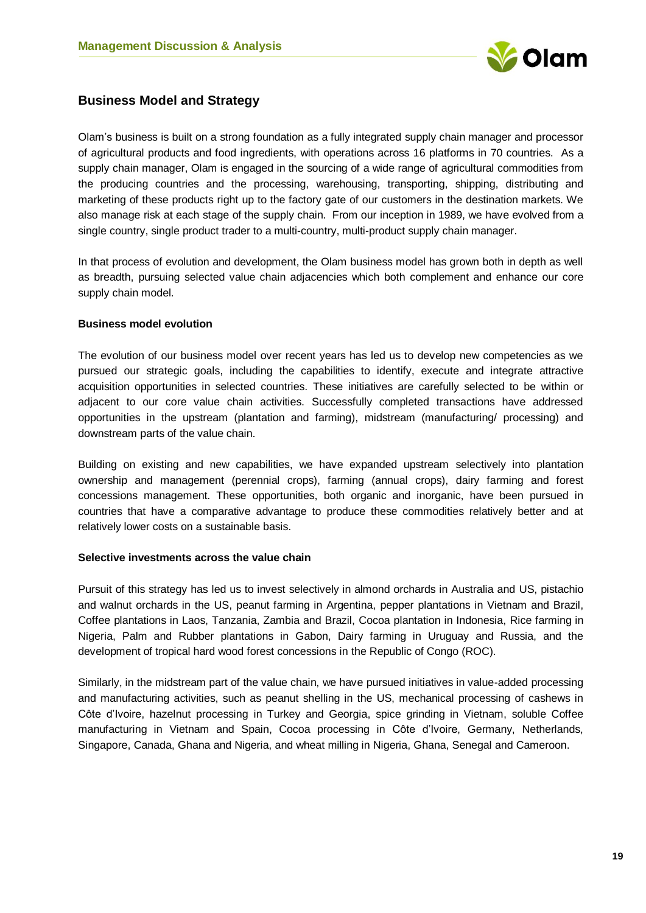## Business Model and Strategy

Olam's business is built on a strong foundation as a fully integrated supply chain manager and processor of agricultural products and food ingredients, with operations across 16 platforms in 70 countries. As a supply chain manager, Olam is engaged in the sourcing of a wide range of agricultural commodities from the producing countries and the processing, warehousing, transporting, shipping, distributing and marketing of these products right up to the factory gate of our customers in the destination markets. We also manage risk at each stage of the supply chain. From our inception in 1989, we have evolved from a single country, single product trader to a multi-country, multi-product supply chain manager.

In that process of evolution and development, the Olam business model has grown both in depth as well as breadth, pursuing selected value chain adjacencies which both complement and enhance our core supply chain model.

**Business model evolution**

The evolution of our business model over recent years has led us to develop new competencies as we pursued our strategic goals, including the capabilities to identify, execute and integrate attractive acquisition opportunities in selected countries. These initiatives are carefully selected to be within or adjacent to our core value chain activities. Successfully completed transactions have addressed opportunities in the upstream (plantation and farming), midstream (manufacturing/ processing) and downstream parts of the value chain.

Building on existing and new capabilities, we have expanded upstream selectively into plantation ownership and management (perennial crops), farming (annual crops), dairy farming and forest concessions management. These opportunities, both organic and inorganic, have been pursued in countries that have a comparative advantage to produce these commodities relatively better and at relatively lower costs on a sustainable basis.

**Selective investments across the value chain**

Pursuit of this strategy has led us to invest selectively in almond orchards in Australia and US, pistachio and walnut orchards in the US, peanut farming in Argentina, pepper plantations in Vietnam and Brazil, Coffee plantations in Laos, Tanzania, Zambia and Brazil, Cocoa plantation in Indonesia, Rice farming in Nigeria, Palm and Rubber plantations in Gabon, Dairy farming in Uruguay and Russia, and the development of tropical hard wood forest concessions in the Republic of Congo (ROC).

Similarly, in the midstream part of the value chain, we have pursued initiatives in value-added processing and manufacturing activities, such as peanut shelling in the US, mechanical processing of cashews in Côte d'Ivoire, hazelnut processing in Turkey and Georgia, spice grinding in Vietnam, soluble Coffee manufacturing in Vietnam and Spain, Cocoa processing in Côte d'Ivoire, Germany, Netherlands, Singapore, Canada, Ghana and Nigeria, and wheat milling in Nigeria, Ghana, Senegal and Cameroon.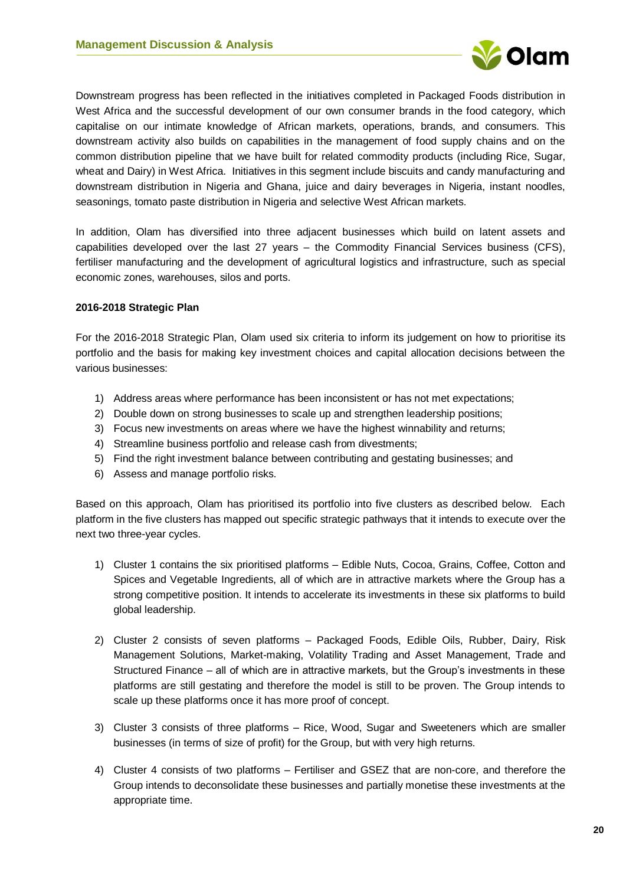Downstream progress has been reflected in the initiatives completed in Packaged Foods distribution in West Africa and the successful development of our own consumer brands in the food category, which capitalise on our intimate knowledge of African markets, operations, brands, and consumers. This downstream activity also builds on capabilities in the management of food supply chains and on the common distribution pipeline that we have built for related commodity products (including Rice, Sugar, wheat and Dairy) in West Africa. Initiatives in this segment include biscuits and candy manufacturing and downstream distribution in Nigeria and Ghana, juice and dairy beverages in Nigeria, instant noodles, seasonings, tomato paste distribution in Nigeria and selective West African markets.

In addition, Olam has diversified into three adjacent businesses which build on latent assets and capabilities developed over the last 27 years – the Commodity Financial Services business (CFS), fertiliser manufacturing and the development of agricultural logistics and infrastructure, such as special economic zones, warehouses, silos and ports.

**2016-2018 Strategic Plan**

For the 2016-2018 Strategic Plan, Olam used six criteria to inform its judgement on how to prioritise its portfolio and the basis for making key investment choices and capital allocation decisions between the various businesses:

1) Address areas where performance has been inconsistent or has not met expectations;
2) Double down on strong businesses to scale up and strengthen leadership positions;
3) Focus new investments on areas where we have the highest winnability and returns;
4) Streamline business portfolio and release cash from divestments;
5) Find the right investment balance between contributing and gestating businesses; and
6) Assess and manage portfolio risks.

Based on this approach, Olam has prioritised its portfolio into five clusters as described below. Each platform in the five clusters has mapped out specific strategic pathways that it intends to execute over the next two three-year cycles.

1) Cluster 1 contains the six prioritised platforms – Edible Nuts, Cocoa, Grains, Coffee, Cotton and Spices and Vegetable Ingredients, all of which are in attractive markets where the Group has a strong competitive position. It intends to accelerate its investments in these six platforms to build global leadership.

2) Cluster 2 consists of seven platforms – Packaged Foods, Edible Oils, Rubber, Dairy, Risk Management Solutions, Market-making, Volatility Trading and Asset Management, Trade and Structured Finance – all of which are in attractive markets, but the Group's investments in these platforms are still gestating and therefore the model is still to be proven. The Group intends to scale up these platforms once it has more proof of concept.

3) Cluster 3 consists of three platforms – Rice, Wood, Sugar and Sweeteners which are smaller businesses (in terms of size of profit) for the Group, but with very high returns.

4) Cluster 4 consists of two platforms – Fertiliser and GSEZ that are non-core, and therefore the Group intends to deconsolidate these businesses and partially monetise these investments at the appropriate time.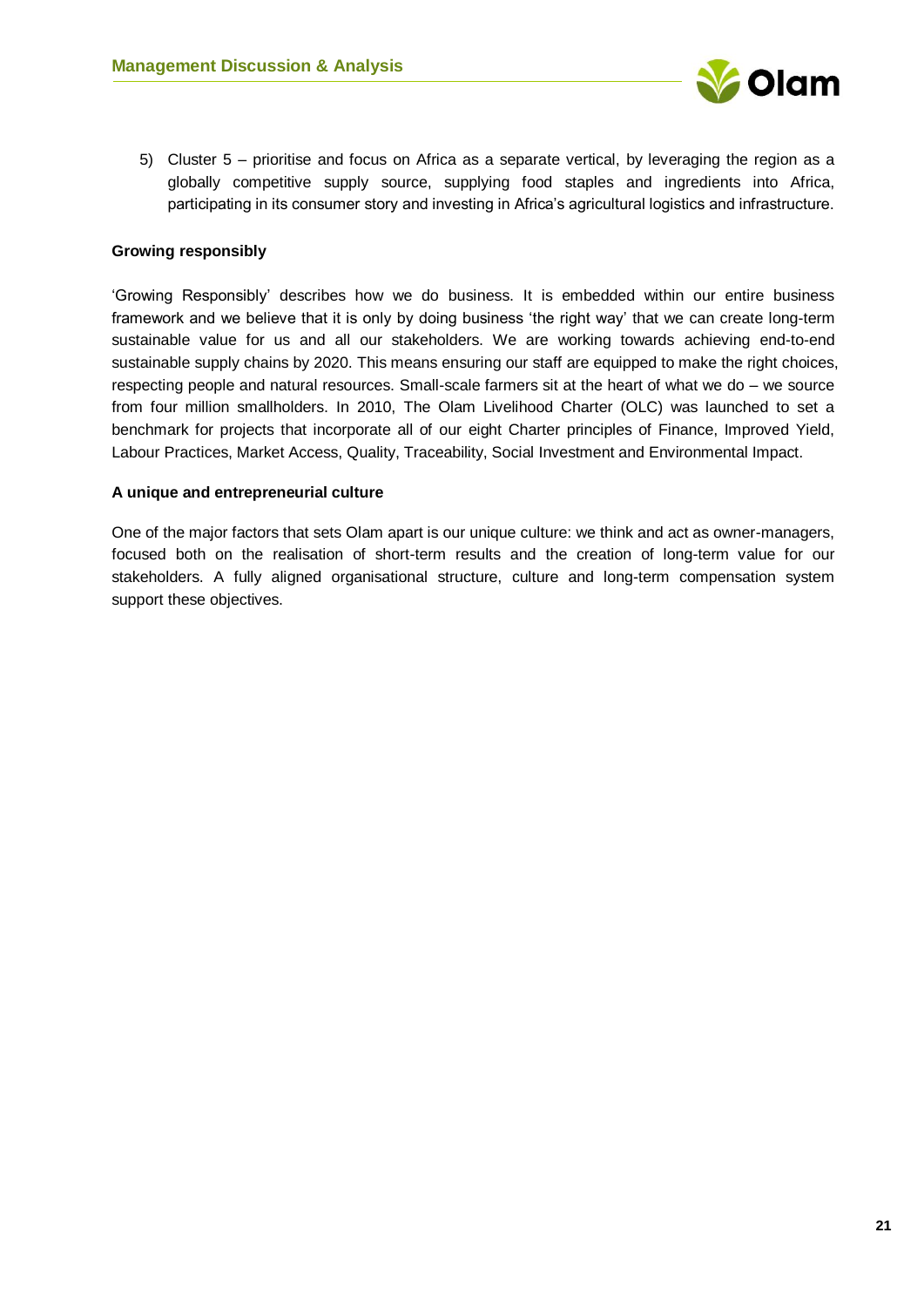5) Cluster 5 – prioritise and focus on Africa as a separate vertical, by leveraging the region as a globally competitive supply source, supplying food staples and ingredients into Africa, participating in its consumer story and investing in Africa's agricultural logistics and infrastructure.

**Growing responsibly**

'Growing Responsibly' describes how we do business. It is embedded within our entire business framework and we believe that it is only by doing business 'the right way' that we can create long-term sustainable value for us and all our stakeholders. We are working towards achieving end-to-end sustainable supply chains by 2020. This means ensuring our staff are equipped to make the right choices, respecting people and natural resources. Small-scale farmers sit at the heart of what we do – we source from four million smallholders. In 2010, The Olam Livelihood Charter (OLC) was launched to set a benchmark for projects that incorporate all of our eight Charter principles of Finance, Improved Yield, Labour Practices, Market Access, Quality, Traceability, Social Investment and Environmental Impact.

**A unique and entrepreneurial culture**

One of the major factors that sets Olam apart is our unique culture: we think and act as owner-managers, focused both on the realisation of short-term results and the creation of long-term value for our stakeholders. A fully aligned organisational structure, culture and long-term compensation system support these objectives.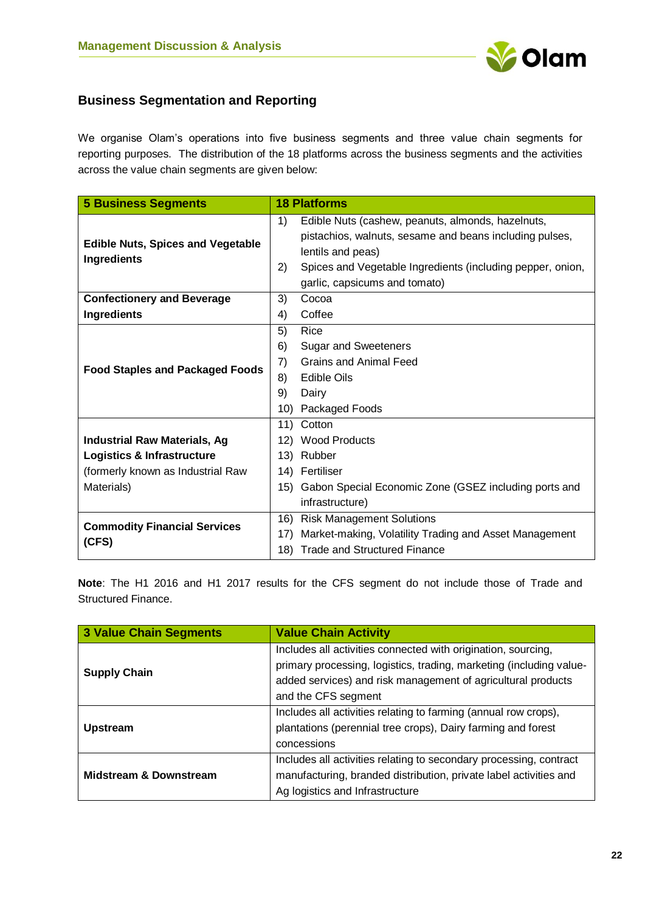## Business Segmentation and Reporting

We organise Olam's operations into five business segments and three value chain segments for reporting purposes. The distribution of the 18 platforms across the business segments and the activities across the value chain segments are given below:

| 5 Business Segments | 18 Platforms |
|---|---|
| **Edible Nuts, Spices and Vegetable Ingredients** | 1) Edible Nuts (cashew, peanuts, almonds, hazelnuts, pistachios, walnuts, sesame and beans including pulses, lentils and peas)<br>2) Spices and Vegetable Ingredients (including pepper, onion, garlic, capsicums and tomato) |
| **Confectionery and Beverage Ingredients** | 3) Cocoa<br>4) Coffee |
| **Food Staples and Packaged Foods** | 5) Rice<br>6) Sugar and Sweeteners<br>7) Grains and Animal Feed<br>8) Edible Oils<br>9) Dairy<br>10) Packaged Foods |
| **Industrial Raw Materials, Ag Logistics & Infrastructure** (formerly known as Industrial Raw Materials) | 11) Cotton<br>12) Wood Products<br>13) Rubber<br>14) Fertiliser<br>15) Gabon Special Economic Zone (GSEZ including ports and infrastructure) |
| **Commodity Financial Services (CFS)** | 16) Risk Management Solutions<br>17) Market-making, Volatility Trading and Asset Management<br>18) Trade and Structured Finance |

**Note**: The H1 2016 and H1 2017 results for the CFS segment do not include those of Trade and Structured Finance.

| 3 Value Chain Segments | Value Chain Activity |
|---|---|
| **Supply Chain** | Includes all activities connected with origination, sourcing, primary processing, logistics, trading, marketing (including value-added services) and risk management of agricultural products and the CFS segment |
| **Upstream** | Includes all activities relating to farming (annual row crops), plantations (perennial tree crops), Dairy farming and forest concessions |
| **Midstream & Downstream** | Includes all activities relating to secondary processing, contract manufacturing, branded distribution, private label activities and Ag logistics and Infrastructure |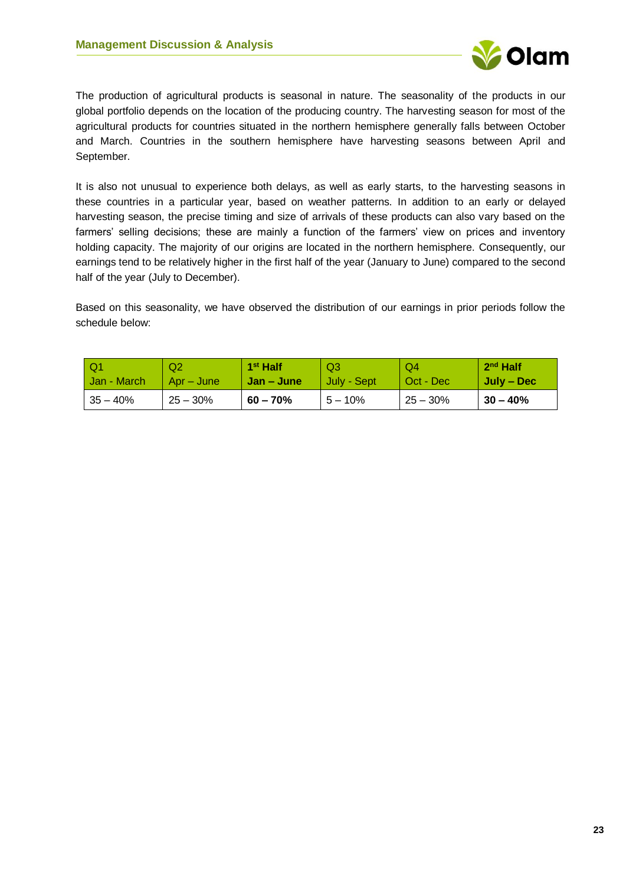The production of agricultural products is seasonal in nature. The seasonality of the products in our global portfolio depends on the location of the producing country. The harvesting season for most of the agricultural products for countries situated in the northern hemisphere generally falls between October and March. Countries in the southern hemisphere have harvesting seasons between April and September.

It is also not unusual to experience both delays, as well as early starts, to the harvesting seasons in these countries in a particular year, based on weather patterns. In addition to an early or delayed harvesting season, the precise timing and size of arrivals of these products can also vary based on the farmers' selling decisions; these are mainly a function of the farmers' view on prices and inventory holding capacity. The majority of our origins are located in the northern hemisphere. Consequently, our earnings tend to be relatively higher in the first half of the year (January to June) compared to the second half of the year (July to December).

Based on this seasonality, we have observed the distribution of our earnings in prior periods follow the schedule below:

| Q1 Jan - March | Q2 Apr – June | **1st Half Jan – June** | Q3 July - Sept | Q4 Oct - Dec | **2nd Half July – Dec** |
|---|---|---|---|---|---|
| 35 – 40% | 25 – 30% | **60 – 70%** | 5 – 10% | 25 – 30% | **30 – 40%** |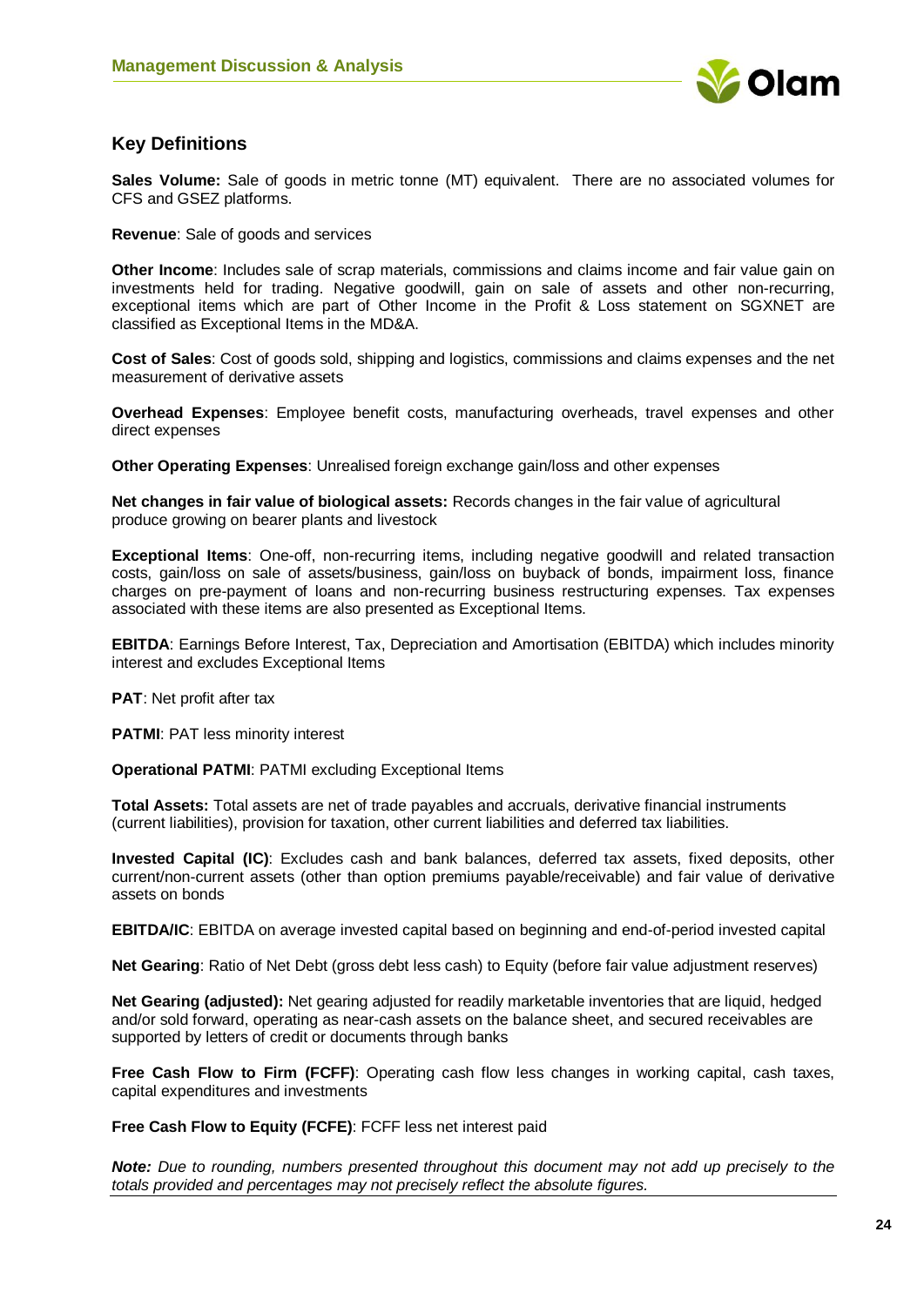## Key Definitions

**Sales Volume:** Sale of goods in metric tonne (MT) equivalent. There are no associated volumes for CFS and GSEZ platforms.

**Revenue**: Sale of goods and services

**Other Income**: Includes sale of scrap materials, commissions and claims income and fair value gain on investments held for trading. Negative goodwill, gain on sale of assets and other non-recurring, exceptional items which are part of Other Income in the Profit & Loss statement on SGXNET are classified as Exceptional Items in the MD&A.

**Cost of Sales**: Cost of goods sold, shipping and logistics, commissions and claims expenses and the net measurement of derivative assets

**Overhead Expenses**: Employee benefit costs, manufacturing overheads, travel expenses and other direct expenses

**Other Operating Expenses**: Unrealised foreign exchange gain/loss and other expenses

**Net changes in fair value of biological assets:** Records changes in the fair value of agricultural produce growing on bearer plants and livestock

**Exceptional Items**: One-off, non-recurring items, including negative goodwill and related transaction costs, gain/loss on sale of assets/business, gain/loss on buyback of bonds, impairment loss, finance charges on pre-payment of loans and non-recurring business restructuring expenses. Tax expenses associated with these items are also presented as Exceptional Items.

**EBITDA**: Earnings Before Interest, Tax, Depreciation and Amortisation (EBITDA) which includes minority interest and excludes Exceptional Items

**PAT**: Net profit after tax

**PATMI**: PAT less minority interest

**Operational PATMI**: PATMI excluding Exceptional Items

**Total Assets:** Total assets are net of trade payables and accruals, derivative financial instruments (current liabilities), provision for taxation, other current liabilities and deferred tax liabilities.

**Invested Capital (IC)**: Excludes cash and bank balances, deferred tax assets, fixed deposits, other current/non-current assets (other than option premiums payable/receivable) and fair value of derivative assets on bonds

**EBITDA/IC**: EBITDA on average invested capital based on beginning and end-of-period invested capital

**Net Gearing**: Ratio of Net Debt (gross debt less cash) to Equity (before fair value adjustment reserves)

**Net Gearing (adjusted):** Net gearing adjusted for readily marketable inventories that are liquid, hedged and/or sold forward, operating as near-cash assets on the balance sheet, and secured receivables are supported by letters of credit or documents through banks

**Free Cash Flow to Firm (FCFF)**: Operating cash flow less changes in working capital, cash taxes, capital expenditures and investments

**Free Cash Flow to Equity (FCFE)**: FCFF less net interest paid

***Note:*** *Due to rounding, numbers presented throughout this document may not add up precisely to the totals provided and percentages may not precisely reflect the absolute figures.*